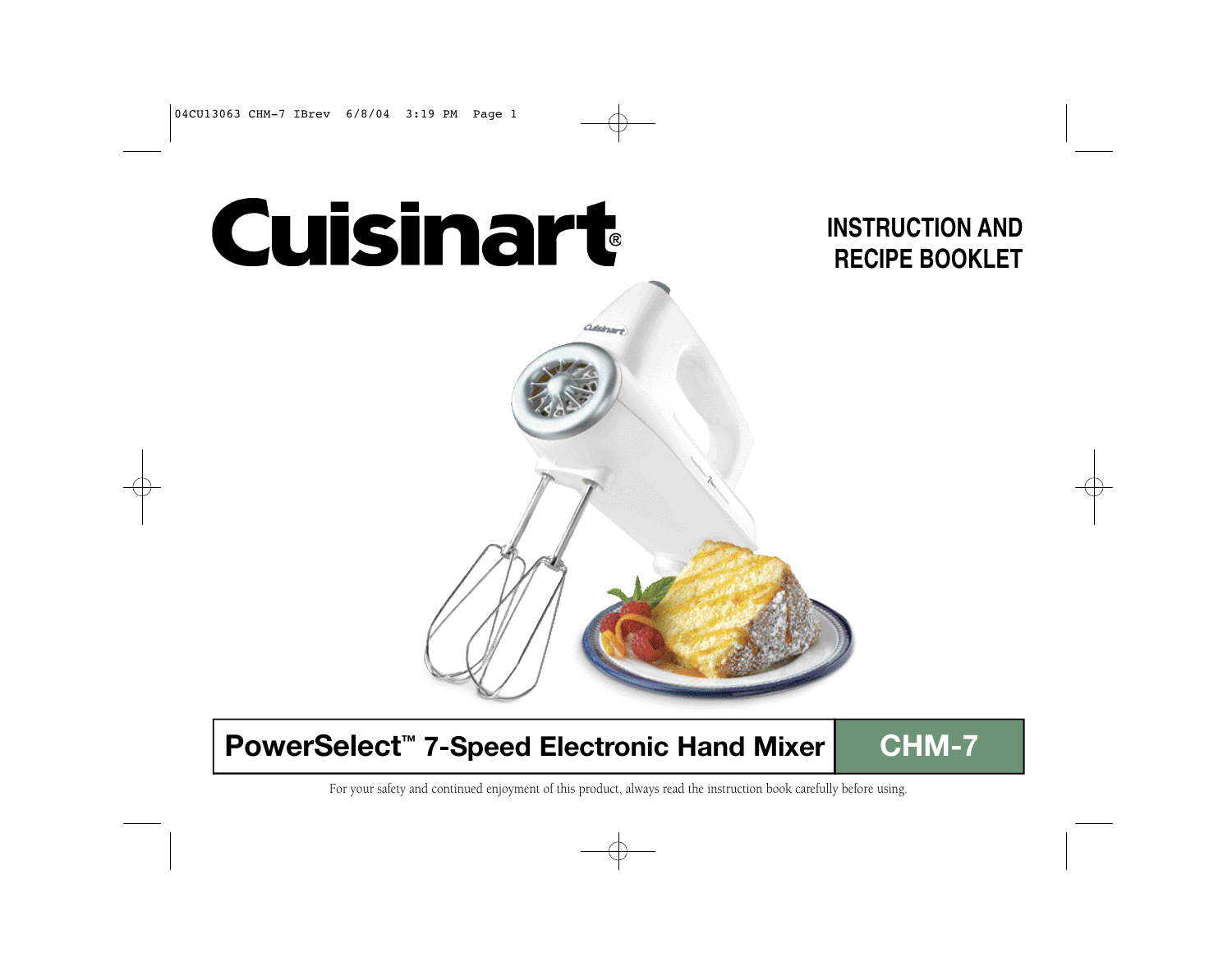# Cuisinart®

## INSTRUCTION AND RECIPE BOOKLET

**PowerSelect™ 7-Speed Electronic Hand Mixer** | **CHM-7**

For your safety and continued enjoyment of this product, always read the instruction book carefully before using.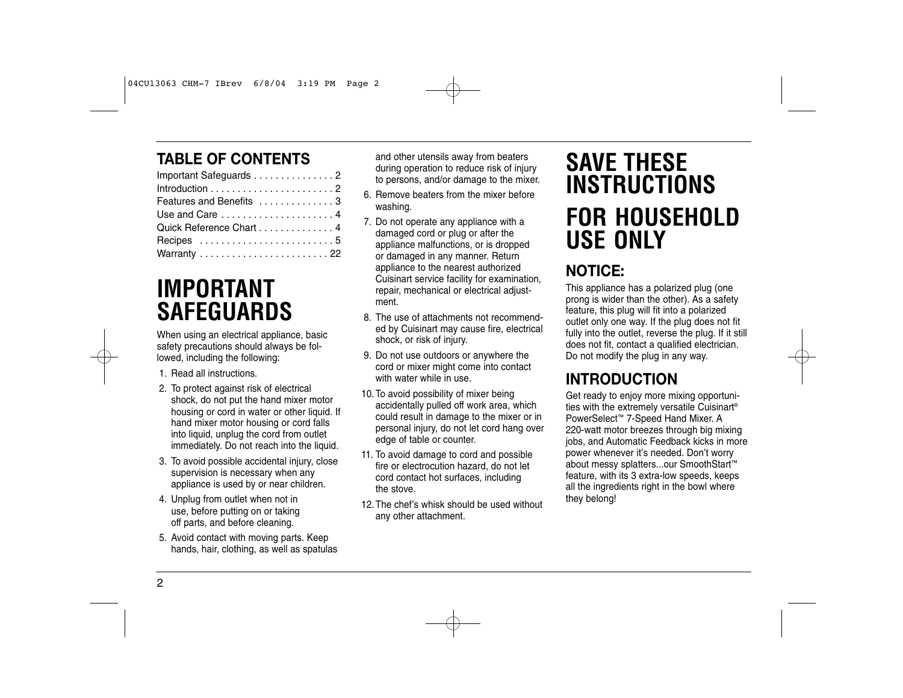## TABLE OF CONTENTS

| | |
|---|---|
| Important Safeguards | 2 |
| Introduction | 2 |
| Features and Benefits | 3 |
| Use and Care | 4 |
| Quick Reference Chart | 4 |
| Recipes | 5 |
| Warranty | 22 |

# IMPORTANT SAFEGUARDS

When using an electrical appliance, basic safety precautions should always be followed, including the following:

1. Read all instructions.
2. To protect against risk of electrical shock, do not put the hand mixer motor housing or cord in water or other liquid. If hand mixer motor housing or cord falls into liquid, unplug the cord from outlet immediately. Do not reach into the liquid.
3. To avoid possible accidental injury, close supervision is necessary when any appliance is used by or near children.
4. Unplug from outlet when not in use, before putting on or taking off parts, and before cleaning.
5. Avoid contact with moving parts. Keep hands, hair, clothing, as well as spatulas and other utensils away from beaters during operation to reduce risk of injury to persons, and/or damage to the mixer.
6. Remove beaters from the mixer before washing.
7. Do not operate any appliance with a damaged cord or plug or after the appliance malfunctions, or is dropped or damaged in any manner. Return appliance to the nearest authorized Cuisinart service facility for examination, repair, mechanical or electrical adjustment.
8. The use of attachments not recommended by Cuisinart may cause fire, electrical shock, or risk of injury.
9. Do not use outdoors or anywhere the cord or mixer might come into contact with water while in use.
10. To avoid possibility of mixer being accidentally pulled off work area, which could result in damage to the mixer or in personal injury, do not let cord hang over edge of table or counter.
11. To avoid damage to cord and possible fire or electrocution hazard, do not let cord contact hot surfaces, including the stove.
12. The chef's whisk should be used without any other attachment.

# SAVE THESE INSTRUCTIONS

# FOR HOUSEHOLD USE ONLY

## NOTICE:

This appliance has a polarized plug (one prong is wider than the other). As a safety feature, this plug will fit into a polarized outlet only one way. If the plug does not fit fully into the outlet, reverse the plug. If it still does not fit, contact a qualified electrician. Do not modify the plug in any way.

## INTRODUCTION

Get ready to enjoy more mixing opportunities with the extremely versatile Cuisinart® PowerSelect™ 7-Speed Hand Mixer. A 220-watt motor breezes through big mixing jobs, and Automatic Feedback kicks in more power whenever it's needed. Don't worry about messy splatters...our SmoothStart™ feature, with its 3 extra-low speeds, keeps all the ingredients right in the bowl where they belong!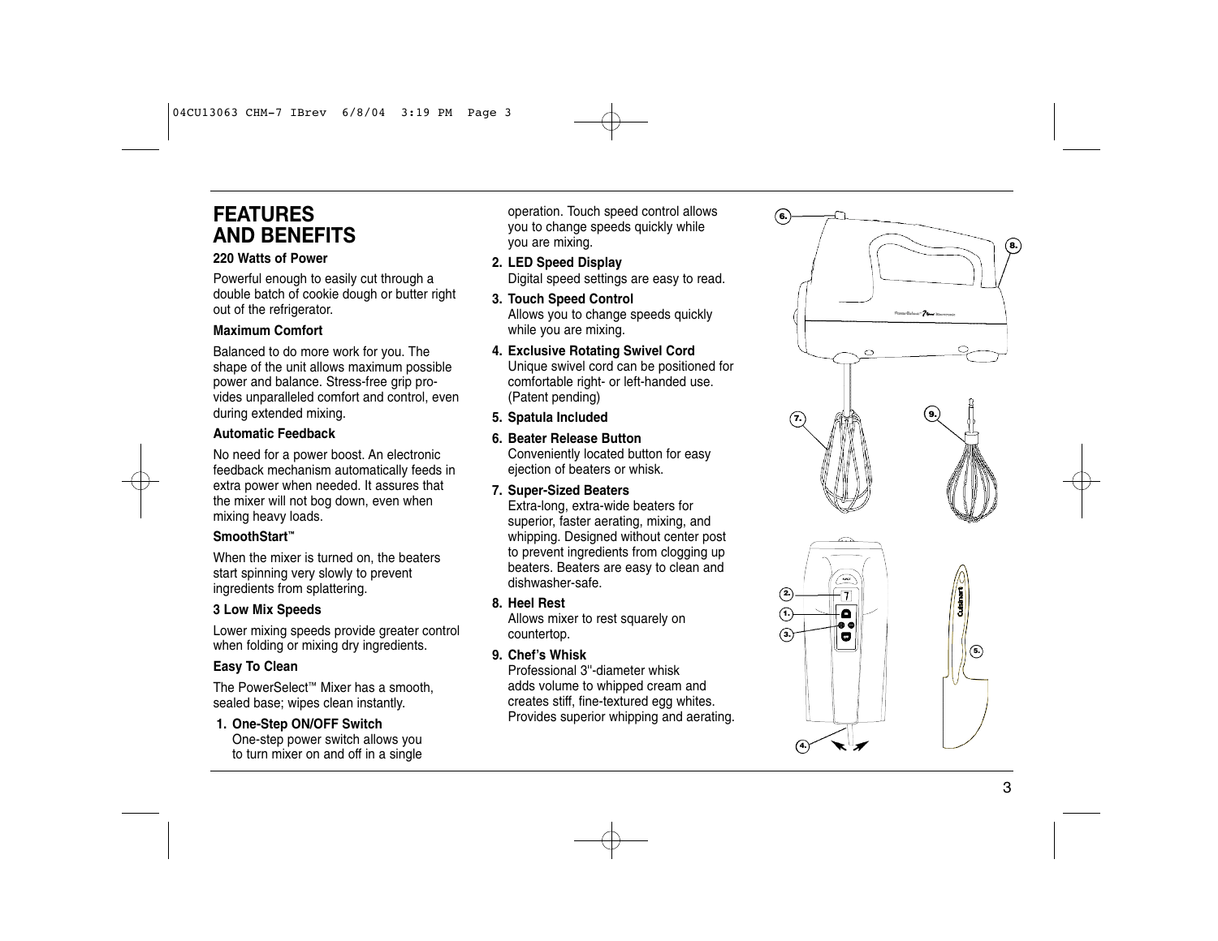# FEATURES AND BENEFITS

**220 Watts of Power**

Powerful enough to easily cut through a double batch of cookie dough or butter right out of the refrigerator.

**Maximum Comfort**

Balanced to do more work for you. The shape of the unit allows maximum possible power and balance. Stress-free grip provides unparalleled comfort and control, even during extended mixing.

**Automatic Feedback**

No need for a power boost. An electronic feedback mechanism automatically feeds in extra power when needed. It assures that the mixer will not bog down, even when mixing heavy loads.

**SmoothStart™**

When the mixer is turned on, the beaters start spinning very slowly to prevent ingredients from splattering.

**3 Low Mix Speeds**

Lower mixing speeds provide greater control when folding or mixing dry ingredients.

**Easy To Clean**

The PowerSelect™ Mixer has a smooth, sealed base; wipes clean instantly.

1. **One-Step ON/OFF Switch**
   One-step power switch allows you to turn mixer on and off in a single operation. Touch speed control allows you to change speeds quickly while you are mixing.
2. **LED Speed Display**
   Digital speed settings are easy to read.
3. **Touch Speed Control**
   Allows you to change speeds quickly while you are mixing.
4. **Exclusive Rotating Swivel Cord**
   Unique swivel cord can be positioned for comfortable right- or left-handed use. (Patent pending)
5. **Spatula Included**
6. **Beater Release Button**
   Conveniently located button for easy ejection of beaters or whisk.
7. **Super-Sized Beaters**
   Extra-long, extra-wide beaters for superior, faster aerating, mixing, and whipping. Designed without center post to prevent ingredients from clogging up beaters. Beaters are easy to clean and dishwasher-safe.
8. **Heel Rest**
   Allows mixer to rest squarely on countertop.
9. **Chef's Whisk**
   Professional 3"-diameter whisk adds volume to whipped cream and creates stiff, fine-textured egg whites. Provides superior whipping and aerating.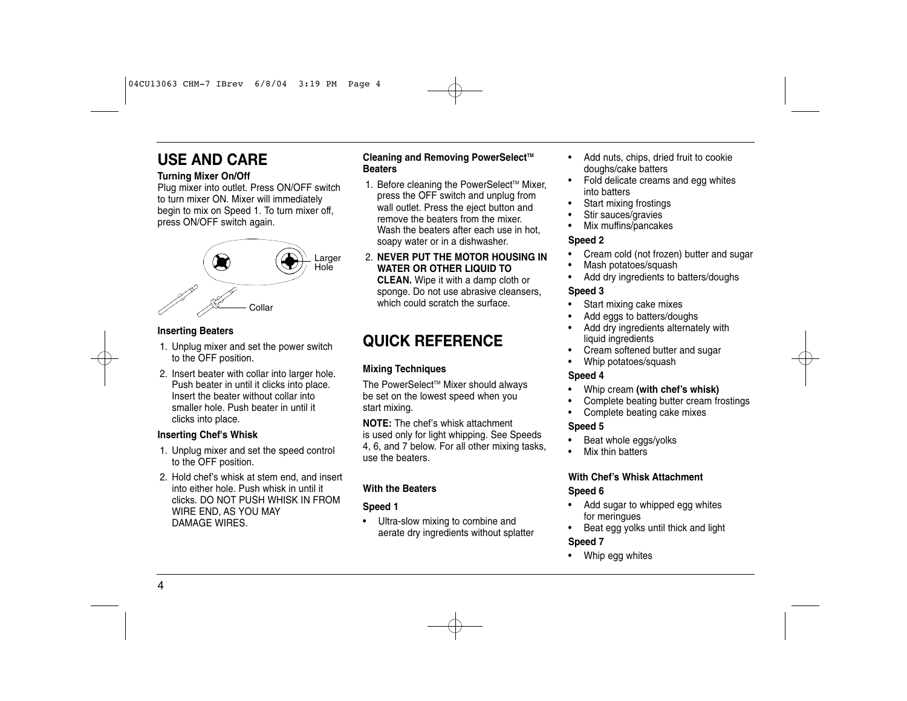# USE AND CARE

**Turning Mixer On/Off**

Plug mixer into outlet. Press ON/OFF switch to turn mixer ON. Mixer will immediately begin to mix on Speed 1. To turn mixer off, press ON/OFF switch again.

Larger Hole

Collar

**Inserting Beaters**

1. Unplug mixer and set the power switch to the OFF position.
2. Insert beater with collar into larger hole. Push beater in until it clicks into place. Insert the beater without collar into smaller hole. Push beater in until it clicks into place.

**Inserting Chef's Whisk**

1. Unplug mixer and set the speed control to the OFF position.
2. Hold chef's whisk at stem end, and insert into either hole. Push whisk in until it clicks. DO NOT PUSH WHISK IN FROM WIRE END, AS YOU MAY DAMAGE WIRES.

**Cleaning and Removing PowerSelect™ Beaters**

1. Before cleaning the PowerSelect™ Mixer, press the OFF switch and unplug from wall outlet. Press the eject button and remove the beaters from the mixer. Wash the beaters after each use in hot, soapy water or in a dishwasher.
2. **NEVER PUT THE MOTOR HOUSING IN WATER OR OTHER LIQUID TO CLEAN.** Wipe it with a damp cloth or sponge. Do not use abrasive cleansers, which could scratch the surface.

# QUICK REFERENCE

**Mixing Techniques**

The PowerSelect™ Mixer should always be set on the lowest speed when you start mixing.

**NOTE:** The chef's whisk attachment is used only for light whipping. See Speeds 4, 6, and 7 below. For all other mixing tasks, use the beaters.

**With the Beaters**

**Speed 1**

- Ultra-slow mixing to combine and aerate dry ingredients without splatter
- Add nuts, chips, dried fruit to cookie doughs/cake batters
- Fold delicate creams and egg whites into batters
- Start mixing frostings
- Stir sauces/gravies
- Mix muffins/pancakes

**Speed 2**

- Cream cold (not frozen) butter and sugar
- Mash potatoes/squash
- Add dry ingredients to batters/doughs

**Speed 3**

- Start mixing cake mixes
- Add eggs to batters/doughs
- Add dry ingredients alternately with liquid ingredients
- Cream softened butter and sugar
- Whip potatoes/squash

**Speed 4**

- Whip cream **(with chef's whisk)**
- Complete beating butter cream frostings
- Complete beating cake mixes

**Speed 5**

- Beat whole eggs/yolks
- Mix thin batters

**With Chef's Whisk Attachment**

**Speed 6**

- Add sugar to whipped egg whites for meringues
- Beat egg yolks until thick and light

**Speed 7**

- Whip egg whites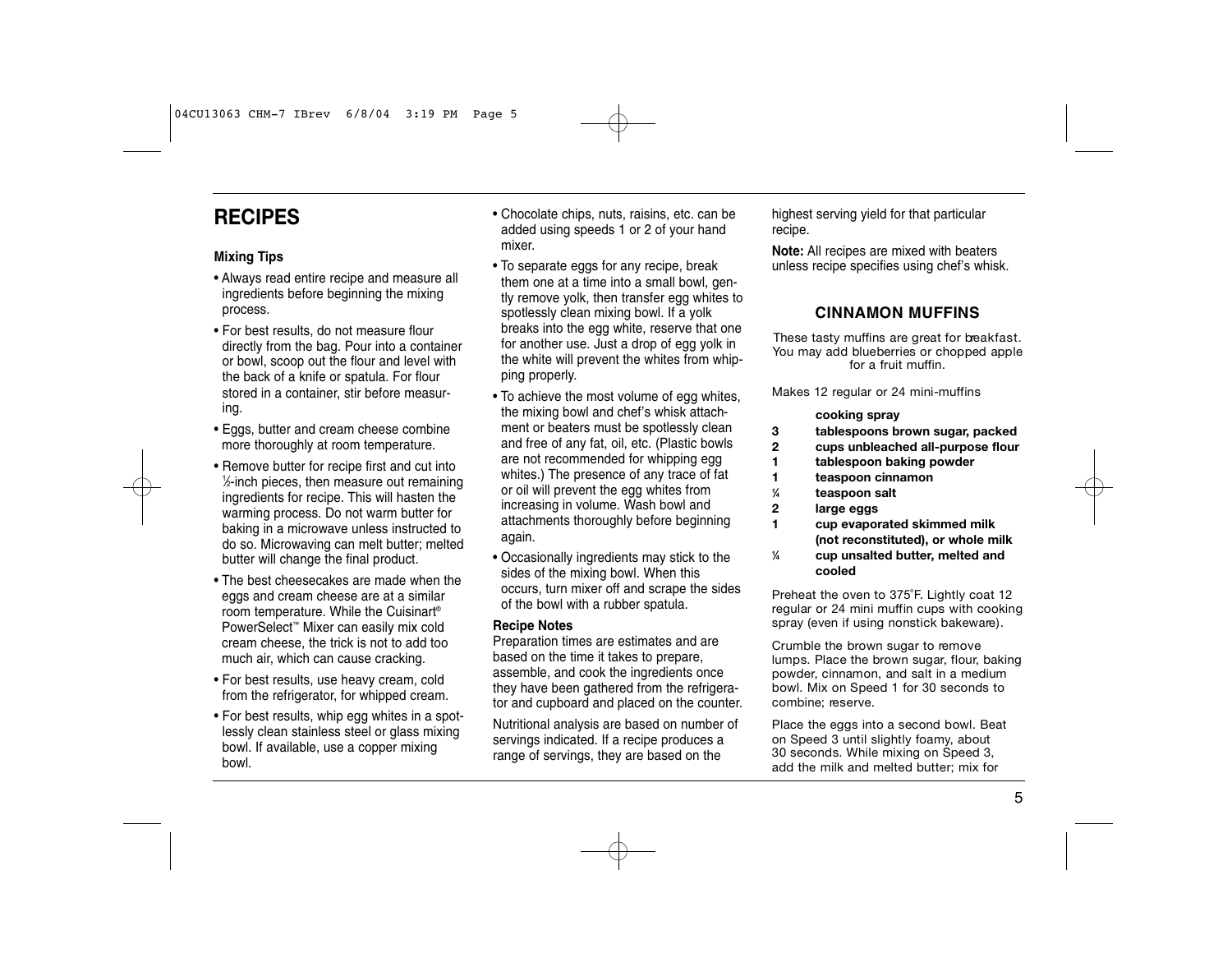# RECIPES

### Mixing Tips

- Always read entire recipe and measure all ingredients before beginning the mixing process.
- For best results, do not measure flour directly from the bag. Pour into a container or bowl, scoop out the flour and level with the back of a knife or spatula. For flour stored in a container, stir before measuring.
- Eggs, butter and cream cheese combine more thoroughly at room temperature.
- Remove butter for recipe first and cut into ½-inch pieces, then measure out remaining ingredients for recipe. This will hasten the warming process. Do not warm butter for baking in a microwave unless instructed to do so. Microwaving can melt butter; melted butter will change the final product.
- The best cheesecakes are made when the eggs and cream cheese are at a similar room temperature. While the Cuisinart® PowerSelect™ Mixer can easily mix cold cream cheese, the trick is not to add too much air, which can cause cracking.
- For best results, use heavy cream, cold from the refrigerator, for whipped cream.
- For best results, whip egg whites in a spotlessly clean stainless steel or glass mixing bowl. If available, use a copper mixing bowl.
- Chocolate chips, nuts, raisins, etc. can be added using speeds 1 or 2 of your hand mixer.
- To separate eggs for any recipe, break them one at a time into a small bowl, gently remove yolk, then transfer egg whites to spotlessly clean mixing bowl. If a yolk breaks into the egg white, reserve that one for another use. Just a drop of egg yolk in the white will prevent the whites from whipping properly.
- To achieve the most volume of egg whites, the mixing bowl and chef's whisk attachment or beaters must be spotlessly clean and free of any fat, oil, etc. (Plastic bowls are not recommended for whipping egg whites.) The presence of any trace of fat or oil will prevent the egg whites from increasing in volume. Wash bowl and attachments thoroughly before beginning again.
- Occasionally ingredients may stick to the sides of the mixing bowl. When this occurs, turn mixer off and scrape the sides of the bowl with a rubber spatula.

### Recipe Notes

Preparation times are estimates and are based on the time it takes to prepare, assemble, and cook the ingredients once they have been gathered from the refrigerator and cupboard and placed on the counter.

Nutritional analysis are based on number of servings indicated. If a recipe produces a range of servings, they are based on the highest serving yield for that particular recipe.

**Note:** All recipes are mixed with beaters unless recipe specifies using chef's whisk.

## CINNAMON MUFFINS

These tasty muffins are great for breakfast. You may add blueberries or chopped apple for a fruit muffin.

Makes 12 regular or 24 mini-muffins

| | |
|---|---|
| | **cooking spray** |
| **3** | **tablespoons brown sugar, packed** |
| **2** | **cups unbleached all-purpose flour** |
| **1** | **tablespoon baking powder** |
| **1** | **teaspoon cinnamon** |
| **¼** | **teaspoon salt** |
| **2** | **large eggs** |
| **1** | **cup evaporated skimmed milk (not reconstituted), or whole milk** |
| **¼** | **cup unsalted butter, melted and cooled** |

Preheat the oven to 375°F. Lightly coat 12 regular or 24 mini muffin cups with cooking spray (even if using nonstick bakeware).

Crumble the brown sugar to remove lumps. Place the brown sugar, flour, baking powder, cinnamon, and salt in a medium bowl. Mix on Speed 1 for 30 seconds to combine; reserve.

Place the eggs into a second bowl. Beat on Speed 3 until slightly foamy, about 30 seconds. While mixing on Speed 3, add the milk and melted butter; mix for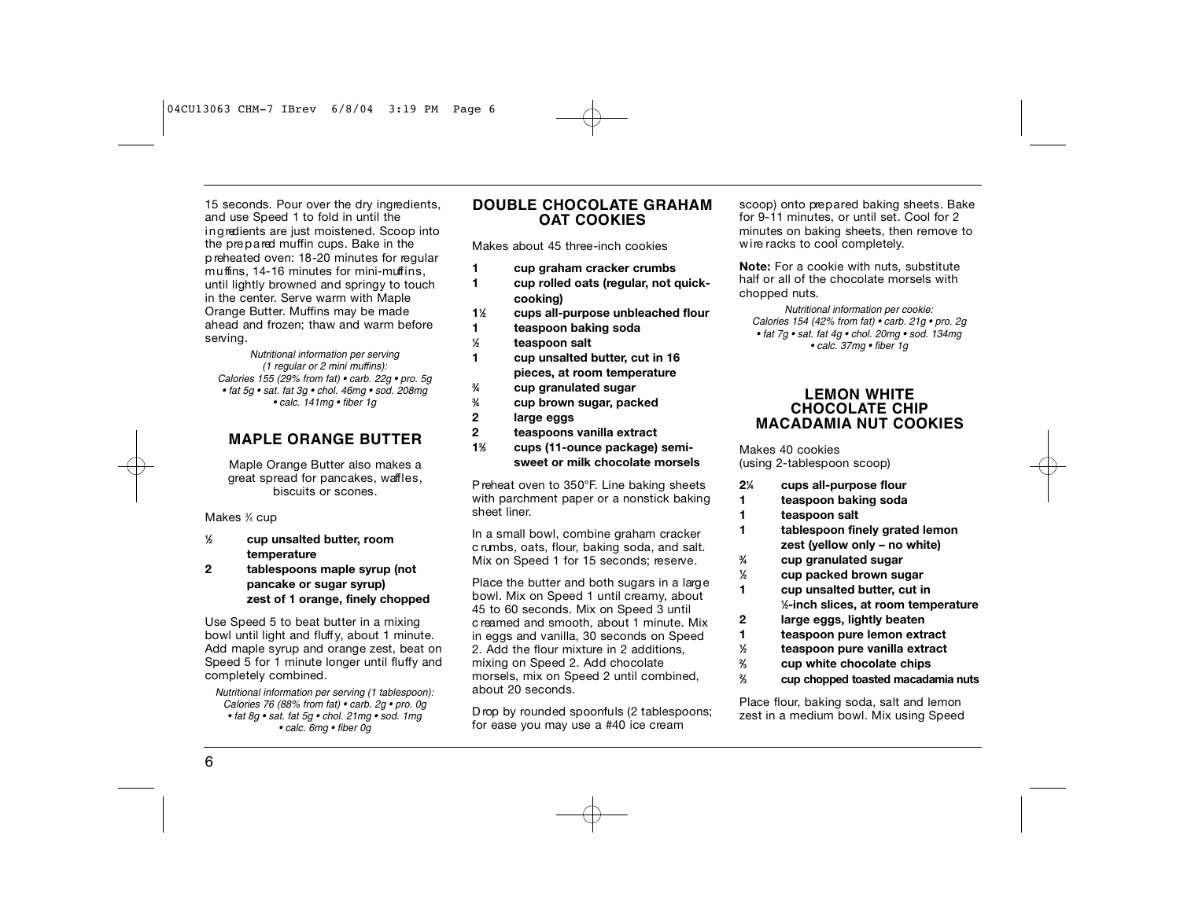15 seconds. Pour over the dry ingredients, and use Speed 1 to fold in until the ingredients are just moistened. Scoop into the prepared muffin cups. Bake in the preheated oven: 18-20 minutes for regular muffins, 14-16 minutes for mini-muffins, until lightly browned and springy to touch in the center. Serve warm with Maple Orange Butter. Muffins may be made ahead and frozen; thaw and warm before serving.

*Nutritional information per serving (1 regular or 2 mini muffins): Calories 155 (29% from fat) • carb. 22g • pro. 5g • fat 5g • sat. fat 3g • chol. 46mg • sod. 208mg • calc. 141mg • fiber 1g*

## MAPLE ORANGE BUTTER

Maple Orange Butter also makes a great spread for pancakes, waffles, biscuits or scones.

Makes ¾ cup

- **½ cup unsalted butter, room temperature**
- **2 tablespoons maple syrup (not pancake or sugar syrup)**
- **zest of 1 orange, finely chopped**

Use Speed 5 to beat butter in a mixing bowl until light and fluffy, about 1 minute. Add maple syrup and orange zest, beat on Speed 5 for 1 minute longer until fluffy and completely combined.

*Nutritional information per serving (1 tablespoon): Calories 76 (88% from fat) • carb. 2g • pro. 0g • fat 8g • sat. fat 5g • chol. 21mg • sod. 1mg • calc. 6mg • fiber 0g*

## DOUBLE CHOCOLATE GRAHAM OAT COOKIES

Makes about 45 three-inch cookies

- **1 cup graham cracker crumbs**
- **1 cup rolled oats (regular, not quick-cooking)**
- **1½ cups all-purpose unbleached flour**
- **1 teaspoon baking soda**
- **½ teaspoon salt**
- **1 cup unsalted butter, cut in 16 pieces, at room temperature**
- **¾ cup granulated sugar**
- **¾ cup brown sugar, packed**
- **2 large eggs**
- **2 teaspoons vanilla extract**
- **1⅔ cups (11-ounce package) semi-sweet or milk chocolate morsels**

Preheat oven to 350°F. Line baking sheets with parchment paper or a nonstick baking sheet liner.

In a small bowl, combine graham cracker crumbs, oats, flour, baking soda, and salt. Mix on Speed 1 for 15 seconds; reserve.

Place the butter and both sugars in a large bowl. Mix on Speed 1 until creamy, about 45 to 60 seconds. Mix on Speed 3 until creamed and smooth, about 1 minute. Mix in eggs and vanilla, 30 seconds on Speed 2. Add the flour mixture in 2 additions, mixing on Speed 2. Add chocolate morsels, mix on Speed 2 until combined, about 20 seconds.

Drop by rounded spoonfuls (2 tablespoons; for ease you may use a #40 ice cream scoop) onto prepared baking sheets. Bake for 9-11 minutes, or until set. Cool for 2 minutes on baking sheets, then remove to wire racks to cool completely.

**Note:** For a cookie with nuts, substitute half or all of the chocolate morsels with chopped nuts.

*Nutritional information per cookie: Calories 154 (42% from fat) • carb. 21g • pro. 2g • fat 7g • sat. fat 4g • chol. 20mg • sod. 134mg • calc. 37mg • fiber 1g*

## LEMON WHITE CHOCOLATE CHIP MACADAMIA NUT COOKIES

Makes 40 cookies
(using 2-tablespoon scoop)

- **2¼ cups all-purpose flour**
- **1 teaspoon baking soda**
- **1 teaspoon salt**
- **1 tablespoon finely grated lemon zest (yellow only – no white)**
- **¾ cup granulated sugar**
- **½ cup packed brown sugar**
- **1 cup unsalted butter, cut in ½-inch slices, at room temperature**
- **2 large eggs, lightly beaten**
- **1 teaspoon pure lemon extract**
- **½ teaspoon pure vanilla extract**
- **⅔ cup white chocolate chips**
- **⅔ cup chopped toasted macadamia nuts**

Place flour, baking soda, salt and lemon zest in a medium bowl. Mix using Speed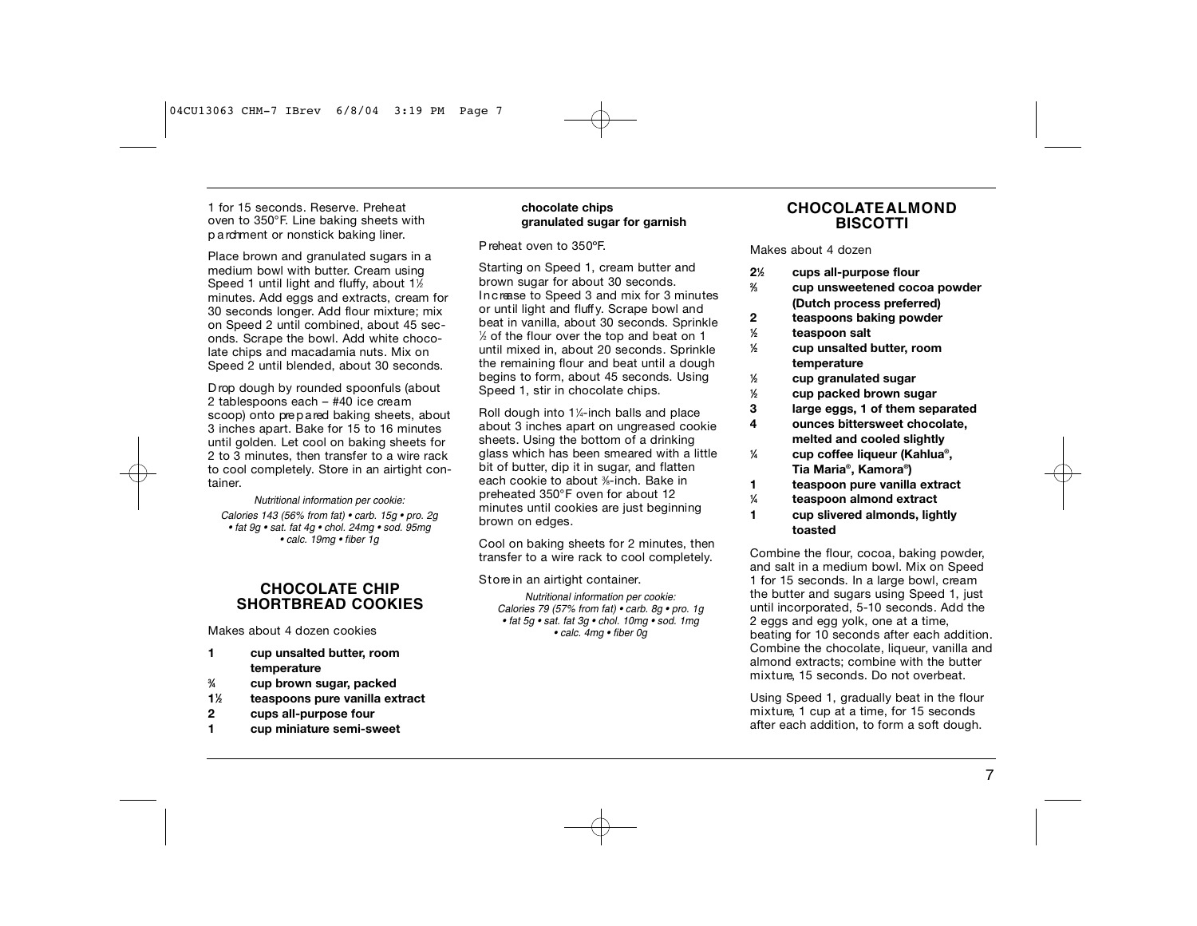1 for 15 seconds. Reserve. Preheat oven to 350°F. Line baking sheets with parchment or nonstick baking liner.

Place brown and granulated sugars in a medium bowl with butter. Cream using Speed 1 until light and fluffy, about 1½ minutes. Add eggs and extracts, cream for 30 seconds longer. Add flour mixture; mix on Speed 2 until combined, about 45 seconds. Scrape the bowl. Add white chocolate chips and macadamia nuts. Mix on Speed 2 until blended, about 30 seconds.

Drop dough by rounded spoonfuls (about 2 tablespoons each – #40 ice cream scoop) onto prepared baking sheets, about 3 inches apart. Bake for 15 to 16 minutes until golden. Let cool on baking sheets for 2 to 3 minutes, then transfer to a wire rack to cool completely. Store in an airtight container.

*Nutritional information per cookie:*
*Calories 143 (56% from fat) • carb. 15g • pro. 2g • fat 9g • sat. fat 4g • chol. 24mg • sod. 95mg • calc. 19mg • fiber 1g*

## CHOCOLATE CHIP SHORTBREAD COOKIES

Makes about 4 dozen cookies

- **1 cup unsalted butter, room temperature**
- **¾ cup brown sugar, packed**
- **1½ teaspoons pure vanilla extract**
- **2 cups all-purpose four**
- **1 cup miniature semi-sweet chocolate chips**
- **granulated sugar for garnish**

Preheat oven to 350ºF.

Starting on Speed 1, cream butter and brown sugar for about 30 seconds. Increase to Speed 3 and mix for 3 minutes or until light and fluffy. Scrape bowl and beat in vanilla, about 30 seconds. Sprinkle ½ of the flour over the top and beat on 1 until mixed in, about 20 seconds. Sprinkle the remaining flour and beat until a dough begins to form, about 45 seconds. Using Speed 1, stir in chocolate chips.

Roll dough into 1¼-inch balls and place about 3 inches apart on ungreased cookie sheets. Using the bottom of a drinking glass which has been smeared with a little bit of butter, dip it in sugar, and flatten each cookie to about ⅜-inch. Bake in preheated 350°F oven for about 12 minutes until cookies are just beginning brown on edges.

Cool on baking sheets for 2 minutes, then transfer to a wire rack to cool completely.

Store in an airtight container.

*Nutritional information per cookie:*
*Calories 79 (57% from fat) • carb. 8g • pro. 1g • fat 5g • sat. fat 3g • chol. 10mg • sod. 1mg • calc. 4mg • fiber 0g*

## CHOCOLATE ALMOND BISCOTTI

Makes about 4 dozen

- **2½ cups all-purpose flour**
- **⅔ cup unsweetened cocoa powder (Dutch process preferred)**
- **2 teaspoons baking powder**
- **½ teaspoon salt**
- **½ cup unsalted butter, room temperature**
- **½ cup granulated sugar**
- **½ cup packed brown sugar**
- **3 large eggs, 1 of them separated**
- **4 ounces bittersweet chocolate, melted and cooled slightly**
- **¼ cup coffee liqueur (Kahlua®, Tia Maria®, Kamora®)**
- **1 teaspoon pure vanilla extract**
- **¼ teaspoon almond extract**
- **1 cup slivered almonds, lightly toasted**

Combine the flour, cocoa, baking powder, and salt in a medium bowl. Mix on Speed 1 for 15 seconds. In a large bowl, cream the butter and sugars using Speed 1, just until incorporated, 5-10 seconds. Add the 2 eggs and egg yolk, one at a time, beating for 10 seconds after each addition. Combine the chocolate, liqueur, vanilla and almond extracts; combine with the butter mixture, 15 seconds. Do not overbeat.

Using Speed 1, gradually beat in the flour mixture, 1 cup at a time, for 15 seconds after each addition, to form a soft dough.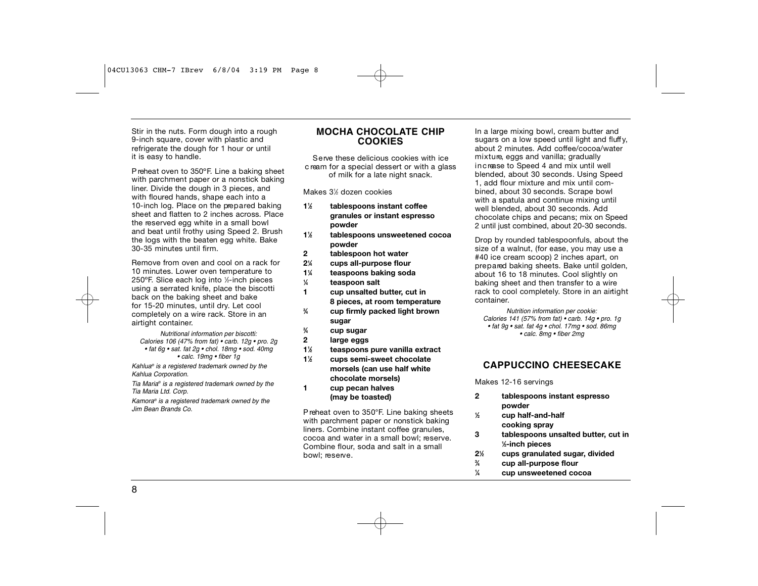Stir in the nuts. Form dough into a rough 9-inch square, cover with plastic and refrigerate the dough for 1 hour or until it is easy to handle.

Preheat oven to 350°F. Line a baking sheet with parchment paper or a nonstick baking liner. Divide the dough in 3 pieces, and with floured hands, shape each into a 10-inch log. Place on the prepared baking sheet and flatten to 2 inches across. Place the reserved egg white in a small bowl and beat until frothy using Speed 2. Brush the logs with the beaten egg white. Bake 30-35 minutes until firm.

Remove from oven and cool on a rack for 10 minutes. Lower oven temperature to 250°F. Slice each log into ½-inch pieces using a serrated knife, place the biscotti back on the baking sheet and bake for 15-20 minutes, until dry. Let cool completely on a wire rack. Store in an airtight container.

*Nutritional information per biscotti:*
*Calories 106 (47% from fat) • carb. 12g • pro. 2g • fat 6g • sat. fat 2g • chol. 18mg • sod. 40mg • calc. 19mg • fiber 1g*

*Kahlua® is a registered trademark owned by the Kahlua Corporation.*

*Tia Maria® is a registered trademark owned by the Tia Maria Ltd. Corp.*

*Kamora® is a registered trademark owned by the Jim Bean Brands Co.*

## MOCHA CHOCOLATE CHIP COOKIES

Serve these delicious cookies with ice cream for a special dessert or with a glass of milk for a late night snack.

Makes 3½ dozen cookies

- **1½ tablespoons instant coffee granules or instant espresso powder**
- **1½ tablespoons unsweetened cocoa powder**
- **2 tablespoon hot water**
- **2¼ cups all-purpose flour**
- **1¼ teaspoons baking soda**
- **¼ teaspoon salt**
- **1 cup unsalted butter, cut in 8 pieces, at room temperature**
- **¾ cup firmly packed light brown sugar**
- **¾ cup sugar**
- **2 large eggs**
- **1½ teaspoons pure vanilla extract**
- **1½ cups semi-sweet chocolate morsels (can use half white chocolate morsels)**
- **1 cup pecan halves (may be toasted)**

Preheat oven to 350°F. Line baking sheets with parchment paper or nonstick baking liners. Combine instant coffee granules, cocoa and water in a small bowl; reserve. Combine flour, soda and salt in a small bowl; reserve.

In a large mixing bowl, cream butter and sugars on a low speed until light and fluffy, about 2 minutes. Add coffee/cocoa/water mixture, eggs and vanilla; gradually increase to Speed 4 and mix until well blended, about 30 seconds. Using Speed 1, add flour mixture and mix until combined, about 30 seconds. Scrape bowl with a spatula and continue mixing until well blended, about 30 seconds. Add chocolate chips and pecans; mix on Speed 2 until just combined, about 20-30 seconds.

Drop by rounded tablespoonfuls, about the size of a walnut, (for ease, you may use a #40 ice cream scoop) 2 inches apart, on prepared baking sheets. Bake until golden, about 16 to 18 minutes. Cool slightly on baking sheet and then transfer to a wire rack to cool completely. Store in an airtight container.

*Nutrition information per cookie:*
*Calories 141 (57% from fat) • carb. 14g • pro. 1g • fat 9g • sat. fat 4g • chol. 17mg • sod. 86mg • calc. 8mg • fiber 2mg*

## CAPPUCCINO CHEESECAKE

Makes 12-16 servings

- **2 tablespoons instant espresso powder**
- **½ cup half-and-half**
- **cooking spray**
- **3 tablespoons unsalted butter, cut in ½-inch pieces**
- **2½ cups granulated sugar, divided**
- **¾ cup all-purpose flour**
- **¼ cup unsweetened cocoa**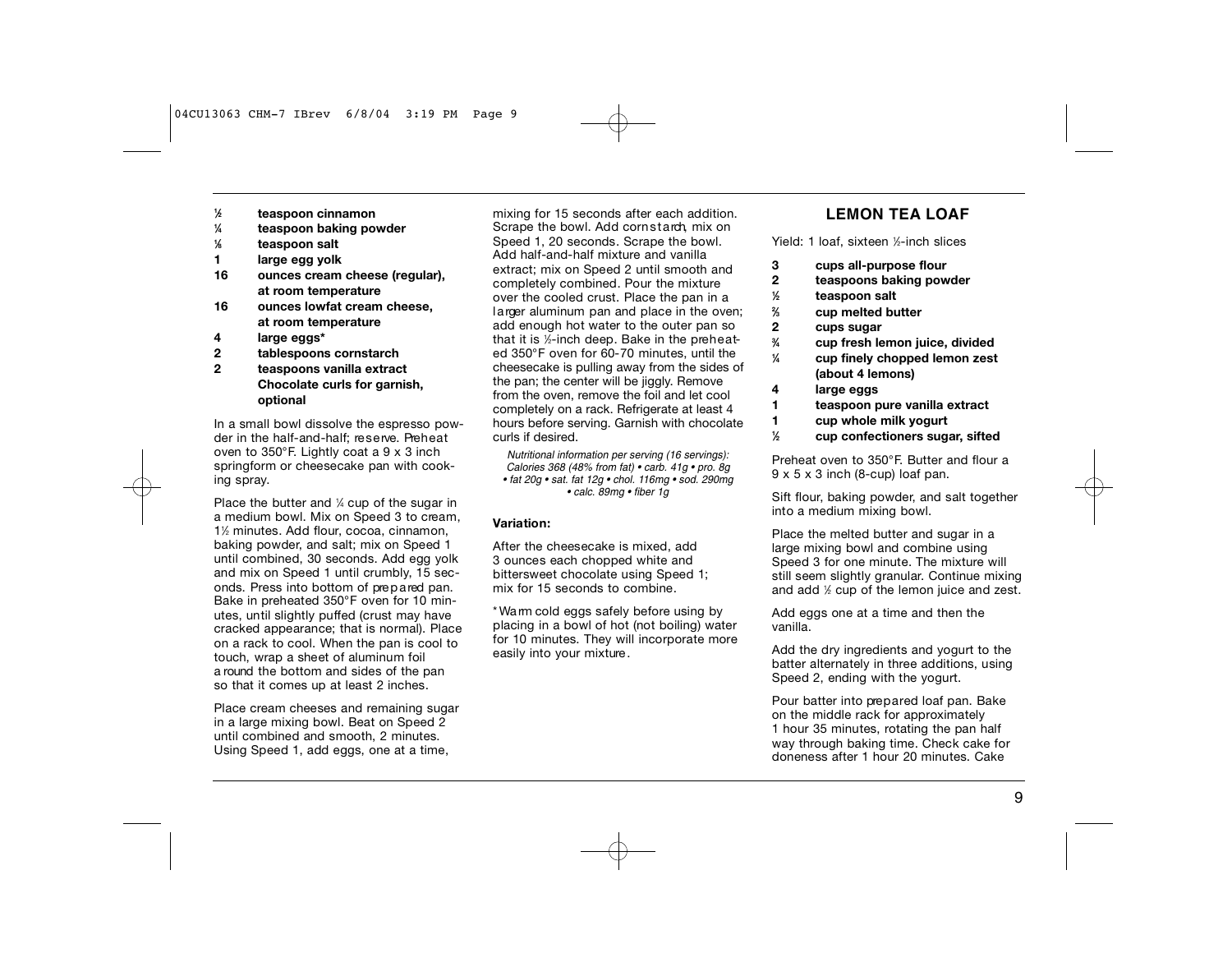- ½ **teaspoon cinnamon**
- ¼ **teaspoon baking powder**
- ⅛ **teaspoon salt**
- 1 **large egg yolk**
- 16 **ounces cream cheese (regular), at room temperature**
- 16 **ounces lowfat cream cheese, at room temperature**
- 4 **large eggs***
- 2 **tablespoons cornstarch**
- 2 **teaspoons vanilla extract**
- **Chocolate curls for garnish, optional**

In a small bowl dissolve the espresso powder in the half-and-half; reserve. Preheat oven to 350°F. Lightly coat a 9 x 3 inch springform or cheesecake pan with cooking spray.

Place the butter and ¼ cup of the sugar in a medium bowl. Mix on Speed 3 to cream, 1½ minutes. Add flour, cocoa, cinnamon, baking powder, and salt; mix on Speed 1 until combined, 30 seconds. Add egg yolk and mix on Speed 1 until crumbly, 15 seconds. Press into bottom of prepared pan. Bake in preheated 350°F oven for 10 minutes, until slightly puffed (crust may have cracked appearance; that is normal). Place on a rack to cool. When the pan is cool to touch, wrap a sheet of aluminum foil around the bottom and sides of the pan so that it comes up at least 2 inches.

Place cream cheeses and remaining sugar in a large mixing bowl. Beat on Speed 2 until combined and smooth, 2 minutes. Using Speed 1, add eggs, one at a time, mixing for 15 seconds after each addition. Scrape the bowl. Add cornstarch, mix on Speed 1, 20 seconds. Scrape the bowl. Add half-and-half mixture and vanilla extract; mix on Speed 2 until smooth and completely combined. Pour the mixture over the cooled crust. Place the pan in a larger aluminum pan and place in the oven; add enough hot water to the outer pan so that it is ½-inch deep. Bake in the preheated 350°F oven for 60-70 minutes, until the cheesecake is pulling away from the sides of the pan; the center will be jiggly. Remove from the oven, remove the foil and let cool completely on a rack. Refrigerate at least 4 hours before serving. Garnish with chocolate curls if desired.

*Nutritional information per serving (16 servings): Calories 368 (48% from fat) • carb. 41g • pro. 8g • fat 20g • sat. fat 12g • chol. 116mg • sod. 290mg • calc. 89mg • fiber 1g*

**Variation:**

After the cheesecake is mixed, add 3 ounces each chopped white and bittersweet chocolate using Speed 1; mix for 15 seconds to combine.

*Warm cold eggs safely before using by placing in a bowl of hot (not boiling) water for 10 minutes. They will incorporate more easily into your mixture.

## LEMON TEA LOAF

Yield: 1 loaf, sixteen ½-inch slices

- 3 **cups all-purpose flour**
- 2 **teaspoons baking powder**
- ½ **teaspoon salt**
- ⅔ **cup melted butter**
- 2 **cups sugar**
- ¾ **cup fresh lemon juice, divided**
- ¼ **cup finely chopped lemon zest (about 4 lemons)**
- 4 **large eggs**
- 1 **teaspoon pure vanilla extract**
- 1 **cup whole milk yogurt**
- ½ **cup confectioners sugar, sifted**

Preheat oven to 350°F. Butter and flour a 9 x 5 x 3 inch (8-cup) loaf pan.

Sift flour, baking powder, and salt together into a medium mixing bowl.

Place the melted butter and sugar in a large mixing bowl and combine using Speed 3 for one minute. The mixture will still seem slightly granular. Continue mixing and add ½ cup of the lemon juice and zest.

Add eggs one at a time and then the vanilla.

Add the dry ingredients and yogurt to the batter alternately in three additions, using Speed 2, ending with the yogurt.

Pour batter into prepared loaf pan. Bake on the middle rack for approximately 1 hour 35 minutes, rotating the pan half way through baking time. Check cake for doneness after 1 hour 20 minutes. Cake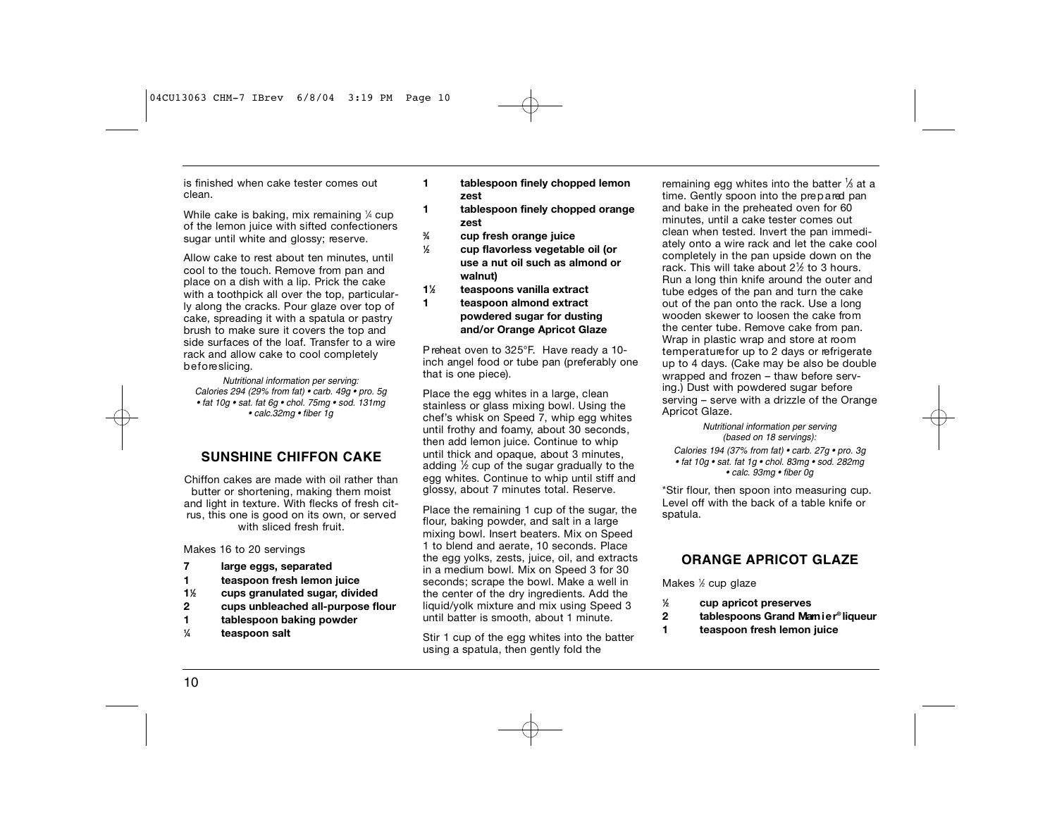is finished when cake tester comes out clean.

While cake is baking, mix remaining ¼ cup of the lemon juice with sifted confectioners sugar until white and glossy; reserve.

Allow cake to rest about ten minutes, until cool to the touch. Remove from pan and place on a dish with a lip. Prick the cake with a toothpick all over the top, particularly along the cracks. Pour glaze over top of cake, spreading it with a spatula or pastry brush to make sure it covers the top and side surfaces of the loaf. Transfer to a wire rack and allow cake to cool completely before slicing.

*Nutritional information per serving:*
*Calories 294 (29% from fat) • carb. 49g • pro. 5g • fat 10g • sat. fat 6g • chol. 75mg • sod. 131mg • calc.32mg • fiber 1g*

## SUNSHINE CHIFFON CAKE

Chiffon cakes are made with oil rather than butter or shortening, making them moist and light in texture. With flecks of fresh citrus, this one is good on its own, or served with sliced fresh fruit.

Makes 16 to 20 servings

- **7 large eggs, separated**
- **1 teaspoon fresh lemon juice**
- **1½ cups granulated sugar, divided**
- **2 cups unbleached all-purpose flour**
- **1 tablespoon baking powder**
- **¼ teaspoon salt**
- **1 tablespoon finely chopped lemon zest**
- **1 tablespoon finely chopped orange zest**
- **¾ cup fresh orange juice**
- **½ cup flavorless vegetable oil (or use a nut oil such as almond or walnut)**
- **1½ teaspoons vanilla extract**
- **1 teaspoon almond extract**
- **powdered sugar for dusting and/or Orange Apricot Glaze**

Preheat oven to 325°F. Have ready a 10-inch angel food or tube pan (preferably one that is one piece).

Place the egg whites in a large, clean stainless or glass mixing bowl. Using the chef's whisk on Speed 7, whip egg whites until frothy and foamy, about 30 seconds, then add lemon juice. Continue to whip until thick and opaque, about 3 minutes, adding ½ cup of the sugar gradually to the egg whites. Continue to whip until stiff and glossy, about 7 minutes total. Reserve.

Place the remaining 1 cup of the sugar, the flour, baking powder, and salt in a large mixing bowl. Insert beaters. Mix on Speed 1 to blend and aerate, 10 seconds. Place the egg yolks, zests, juice, oil, and extracts in a medium bowl. Mix on Speed 3 for 30 seconds; scrape the bowl. Make a well in the center of the dry ingredients. Add the liquid/yolk mixture and mix using Speed 3 until batter is smooth, about 1 minute.

Stir 1 cup of the egg whites into the batter using a spatula, then gently fold the remaining egg whites into the batter ⅓ at a time. Gently spoon into the prepared pan and bake in the preheated oven for 60 minutes, until a cake tester comes out clean when tested. Invert the pan immediately onto a wire rack and let the cake cool completely in the pan upside down on the rack. This will take about 2½ to 3 hours. Run a long thin knife around the outer and tube edges of the pan and turn the cake out of the pan onto the rack. Use a long wooden skewer to loosen the cake from the center tube. Remove cake from pan. Wrap in plastic wrap and store at room temperature for up to 2 days or refrigerate up to 4 days. (Cake may be also be double wrapped and frozen – thaw before serving.) Dust with powdered sugar before serving – serve with a drizzle of the Orange Apricot Glaze.

*Nutritional information per serving (based on 18 servings):*
*Calories 194 (37% from fat) • carb. 27g • pro. 3g • fat 10g • sat. fat 1g • chol. 83mg • sod. 282mg • calc. 93mg • fiber 0g*

*Stir flour, then spoon into measuring cup. Level off with the back of a table knife or spatula.

## ORANGE APRICOT GLAZE

Makes ½ cup glaze

- **½ cup apricot preserves**
- **2 tablespoons Grand Marnier® liqueur**
- **1 teaspoon fresh lemon juice**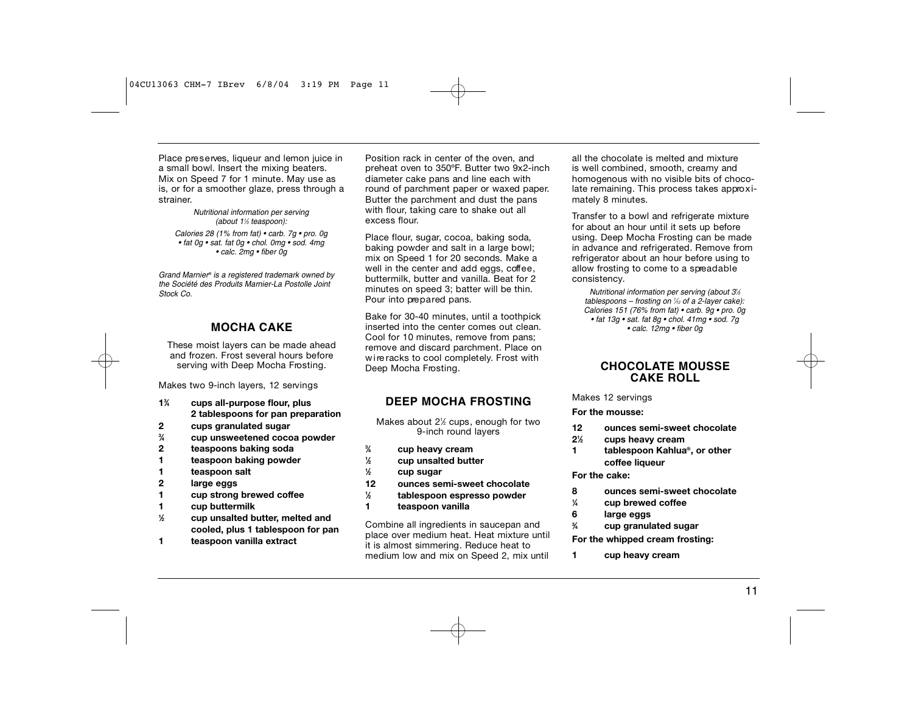Place preserves, liqueur and lemon juice in a small bowl. Insert the mixing beaters. Mix on Speed 7 for 1 minute. May use as is, or for a smoother glaze, press through a strainer.

*Nutritional information per serving (about 1⅓ teaspoon):*

*Calories 28 (1% from fat) • carb. 7g • pro. 0g • fat 0g • sat. fat 0g • chol. 0mg • sod. 4mg • calc. 2mg • fiber 0g*

*Grand Marnier® is a registered trademark owned by the Société des Produits Marnier-La Postolle Joint Stock Co.*

## MOCHA CAKE

These moist layers can be made ahead and frozen. Frost several hours before serving with Deep Mocha Frosting.

Makes two 9-inch layers, 12 servings

- **1¾ cups all-purpose flour, plus 2 tablespoons for pan preparation**
- **2 cups granulated sugar**
- **¾ cup unsweetened cocoa powder**
- **2 teaspoons baking soda**
- **1 teaspoon baking powder**
- **1 teaspoon salt**
- **2 large eggs**
- **1 cup strong brewed coffee**
- **1 cup buttermilk**
- **½ cup unsalted butter, melted and cooled, plus 1 tablespoon for pan**
- **1 teaspoon vanilla extract**

Position rack in center of the oven, and preheat oven to 350ºF. Butter two 9x2-inch diameter cake pans and line each with round of parchment paper or waxed paper. Butter the parchment and dust the pans with flour, taking care to shake out all excess flour.

Place flour, sugar, cocoa, baking soda, baking powder and salt in a large bowl; mix on Speed 1 for 20 seconds. Make a well in the center and add eggs, coffee, buttermilk, butter and vanilla. Beat for 2 minutes on speed 3; batter will be thin. Pour into prepared pans.

Bake for 30-40 minutes, until a toothpick inserted into the center comes out clean. Cool for 10 minutes, remove from pans; remove and discard parchment. Place on wire racks to cool completely. Frost with Deep Mocha Frosting.

## DEEP MOCHA FROSTING

Makes about 2½ cups, enough for two 9-inch round layers

- **¾ cup heavy cream**
- **½ cup unsalted butter**
- **½ cup sugar**
- **12 ounces semi-sweet chocolate**
- **½ tablespoon espresso powder**
- **1 teaspoon vanilla**

Combine all ingredients in saucepan and place over medium heat. Heat mixture until it is almost simmering. Reduce heat to medium low and mix on Speed 2, mix until all the chocolate is melted and mixture is well combined, smooth, creamy and homogenous with no visible bits of chocolate remaining. This process takes approximately 8 minutes.

Transfer to a bowl and refrigerate mixture for about an hour until it sets up before using. Deep Mocha Frosting can be made in advance and refrigerated. Remove from refrigerator about an hour before using to allow frosting to come to a spreadable consistency.

*Nutritional information per serving (about 3⅓ tablespoons – frosting on 1⁄12 of a 2-layer cake): Calories 151 (76% from fat) • carb. 9g • pro. 0g • fat 13g • sat. fat 8g • chol. 41mg • sod. 7g • calc. 12mg • fiber 0g*

## CHOCOLATE MOUSSE CAKE ROLL

Makes 12 servings

**For the mousse:**

- **12 ounces semi-sweet chocolate**
- **2½ cups heavy cream**
- **1 tablespoon Kahlua®, or other coffee liqueur**

**For the cake:**

- **8 ounces semi-sweet chocolate**
- **¼ cup brewed coffee**
- **6 large eggs**
- **¾ cup granulated sugar**

**For the whipped cream frosting:**

- **1 cup heavy cream**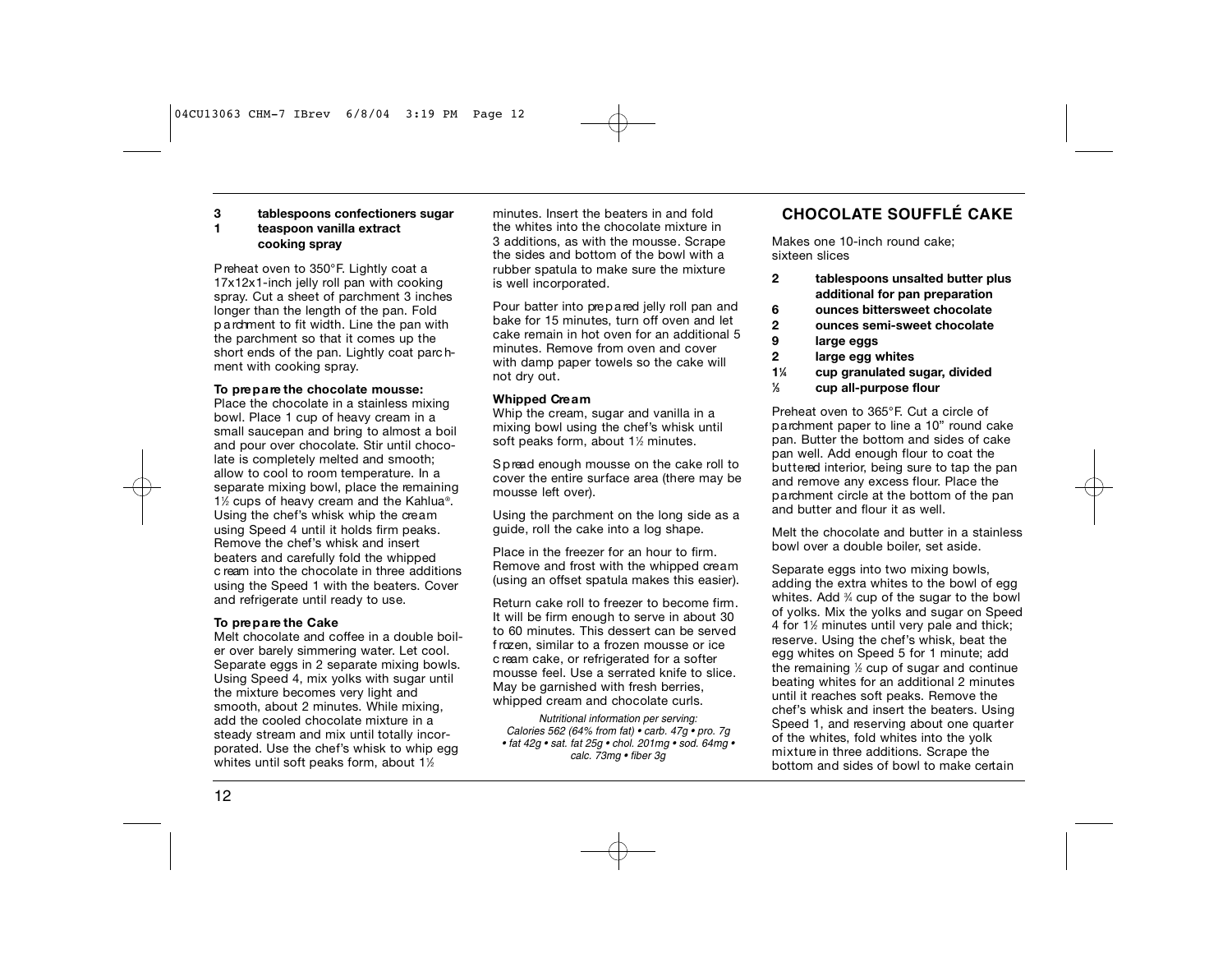3 **tablespoons confectioners sugar**
1 **teaspoon vanilla extract**
**cooking spray**

Preheat oven to 350°F. Lightly coat a 17x12x1-inch jelly roll pan with cooking spray. Cut a sheet of parchment 3 inches longer than the length of the pan. Fold parchment to fit width. Line the pan with the parchment so that it comes up the short ends of the pan. Lightly coat parchment with cooking spray.

**To prepare the chocolate mousse:**
Place the chocolate in a stainless mixing bowl. Place 1 cup of heavy cream in a small saucepan and bring to almost a boil and pour over chocolate. Stir until chocolate is completely melted and smooth; allow to cool to room temperature. In a separate mixing bowl, place the remaining 1½ cups of heavy cream and the Kahlua®. Using the chef's whisk whip the cream using Speed 4 until it holds firm peaks. Remove the chef's whisk and insert beaters and carefully fold the whipped cream into the chocolate in three additions using the Speed 1 with the beaters. Cover and refrigerate until ready to use.

**To prepare the Cake**
Melt chocolate and coffee in a double boiler over barely simmering water. Let cool. Separate eggs in 2 separate mixing bowls. Using Speed 4, mix yolks with sugar until the mixture becomes very light and smooth, about 2 minutes. While mixing, add the cooled chocolate mixture in a steady stream and mix until totally incorporated. Use the chef's whisk to whip egg whites until soft peaks form, about 1½ minutes. Insert the beaters in and fold the whites into the chocolate mixture in 3 additions, as with the mousse. Scrape the sides and bottom of the bowl with a rubber spatula to make sure the mixture is well incorporated.

Pour batter into prepared jelly roll pan and bake for 15 minutes, turn off oven and let cake remain in hot oven for an additional 5 minutes. Remove from oven and cover with damp paper towels so the cake will not dry out.

**Whipped Cream**
Whip the cream, sugar and vanilla in a mixing bowl using the chef's whisk until soft peaks form, about 1½ minutes.

Spread enough mousse on the cake roll to cover the entire surface area (there may be mousse left over).

Using the parchment on the long side as a guide, roll the cake into a log shape.

Place in the freezer for an hour to firm. Remove and frost with the whipped cream (using an offset spatula makes this easier).

Return cake roll to freezer to become firm. It will be firm enough to serve in about 30 to 60 minutes. This dessert can be served frozen, similar to a frozen mousse or ice cream cake, or refrigerated for a softer mousse feel. Use a serrated knife to slice. May be garnished with fresh berries, whipped cream and chocolate curls.

*Nutritional information per serving:*
*Calories 562 (64% from fat) • carb. 47g • pro. 7g • fat 42g • sat. fat 25g • chol. 201mg • sod. 64mg • calc. 73mg • fiber 3g*

## CHOCOLATE SOUFFLÉ CAKE

Makes one 10-inch round cake; sixteen slices

2 **tablespoons unsalted butter plus additional for pan preparation**
6 **ounces bittersweet chocolate**
2 **ounces semi-sweet chocolate**
9 **large eggs**
2 **large egg whites**
1¼ **cup granulated sugar, divided**
⅓ **cup all-purpose flour**

Preheat oven to 365°F. Cut a circle of parchment paper to line a 10" round cake pan. Butter the bottom and sides of cake pan well. Add enough flour to coat the buttered interior, being sure to tap the pan and remove any excess flour. Place the parchment circle at the bottom of the pan and butter and flour it as well.

Melt the chocolate and butter in a stainless bowl over a double boiler, set aside.

Separate eggs into two mixing bowls, adding the extra whites to the bowl of egg whites. Add ¾ cup of the sugar to the bowl of yolks. Mix the yolks and sugar on Speed 4 for 1½ minutes until very pale and thick; reserve. Using the chef's whisk, beat the egg whites on Speed 5 for 1 minute; add the remaining ½ cup of sugar and continue beating whites for an additional 2 minutes until it reaches soft peaks. Remove the chef's whisk and insert the beaters. Using Speed 1, and reserving about one quarter of the whites, fold whites into the yolk mixture in three additions. Scrape the bottom and sides of bowl to make certain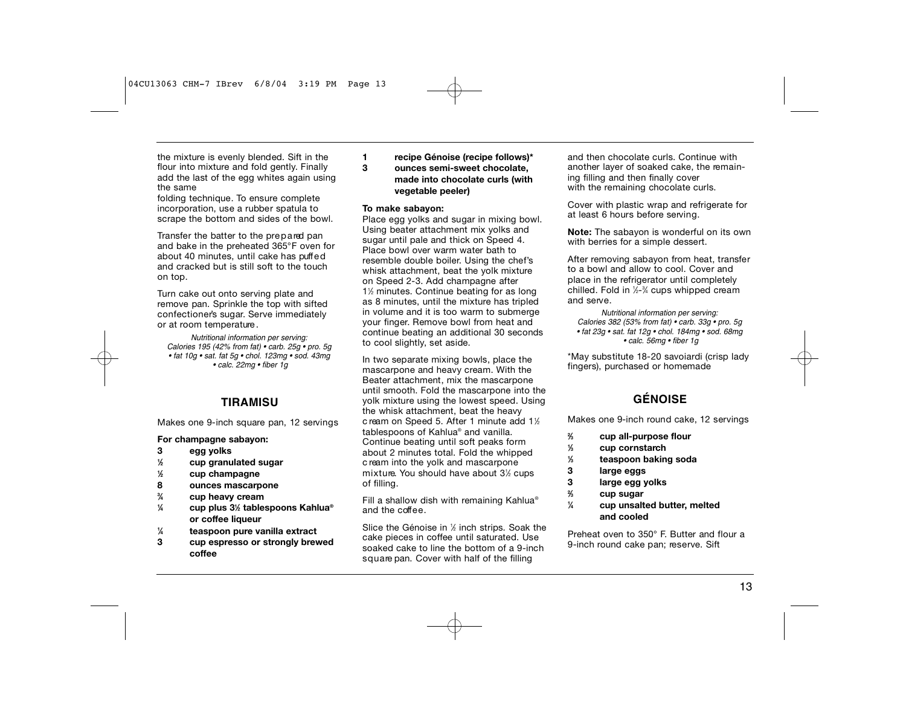the mixture is evenly blended. Sift in the flour into mixture and fold gently. Finally add the last of the egg whites again using the same
folding technique. To ensure complete incorporation, use a rubber spatula to scrape the bottom and sides of the bowl.

Transfer the batter to the prepared pan and bake in the preheated 365°F oven for about 40 minutes, until cake has puffed and cracked but is still soft to the touch on top.

Turn cake out onto serving plate and remove pan. Sprinkle the top with sifted confectioner's sugar. Serve immediately or at room temperature.

*Nutritional information per serving:*
*Calories 195 (42% from fat) • carb. 25g • pro. 5g • fat 10g • sat. fat 5g • chol. 123mg • sod. 43mg • calc. 22mg • fiber 1g*

## TIRAMISU

Makes one 9-inch square pan, 12 servings

**For champagne sabayon:**

- **3** **egg yolks**
- **½** **cup granulated sugar**
- **½** **cup champagne**
- **8** **ounces mascarpone**
- **¾** **cup heavy cream**
- **¼** **cup plus 3½ tablespoons Kahlua® or coffee liqueur**
- **¼** **teaspoon pure vanilla extract**
- **3** **cup espresso or strongly brewed coffee**
- **1** **recipe Génoise (recipe follows)***
- **3** **ounces semi-sweet chocolate, made into chocolate curls (with vegetable peeler)**

**To make sabayon:**
Place egg yolks and sugar in mixing bowl. Using beater attachment mix yolks and sugar until pale and thick on Speed 4. Place bowl over warm water bath to resemble double boiler. Using the chef's whisk attachment, beat the yolk mixture on Speed 2-3. Add champagne after 1½ minutes. Continue beating for as long as 8 minutes, until the mixture has tripled in volume and it is too warm to submerge your finger. Remove bowl from heat and continue beating an additional 30 seconds to cool slightly, set aside.

In two separate mixing bowls, place the mascarpone and heavy cream. With the Beater attachment, mix the mascarpone until smooth. Fold the mascarpone into the yolk mixture using the lowest speed. Using the whisk attachment, beat the heavy cream on Speed 5. After 1 minute add 1½ tablespoons of Kahlua® and vanilla. Continue beating until soft peaks form about 2 minutes total. Fold the whipped cream into the yolk and mascarpone mixture. You should have about 3½ cups of filling.

Fill a shallow dish with remaining Kahlua® and the coffee.

Slice the Génoise in ½ inch strips. Soak the cake pieces in coffee until saturated. Use soaked cake to line the bottom of a 9-inch square pan. Cover with half of the filling and then chocolate curls. Continue with another layer of soaked cake, the remaining filling and then finally cover with the remaining chocolate curls.

Cover with plastic wrap and refrigerate for at least 6 hours before serving.

**Note:** The sabayon is wonderful on its own with berries for a simple dessert.

After removing sabayon from heat, transfer to a bowl and allow to cool. Cover and place in the refrigerator until completely chilled. Fold in ½-¾ cups whipped cream and serve.

*Nutritional information per serving:*
*Calories 382 (53% from fat) • carb. 33g • pro. 5g • fat 23g • sat. fat 12g • chol. 184mg • sod. 68mg • calc. 56mg • fiber 1g*

*May substitute 18-20 savoiardi (crisp lady fingers), purchased or homemade

## GÉNOISE

Makes one 9-inch round cake, 12 servings

- **⅔** **cup all-purpose flour**
- **⅓** **cup cornstarch**
- **⅛** **teaspoon baking soda**
- **3** **large eggs**
- **3** **large egg yolks**
- **⅔** **cup sugar**
- **¼** **cup unsalted butter, melted and cooled**

Preheat oven to 350° F. Butter and flour a 9-inch round cake pan; reserve. Sift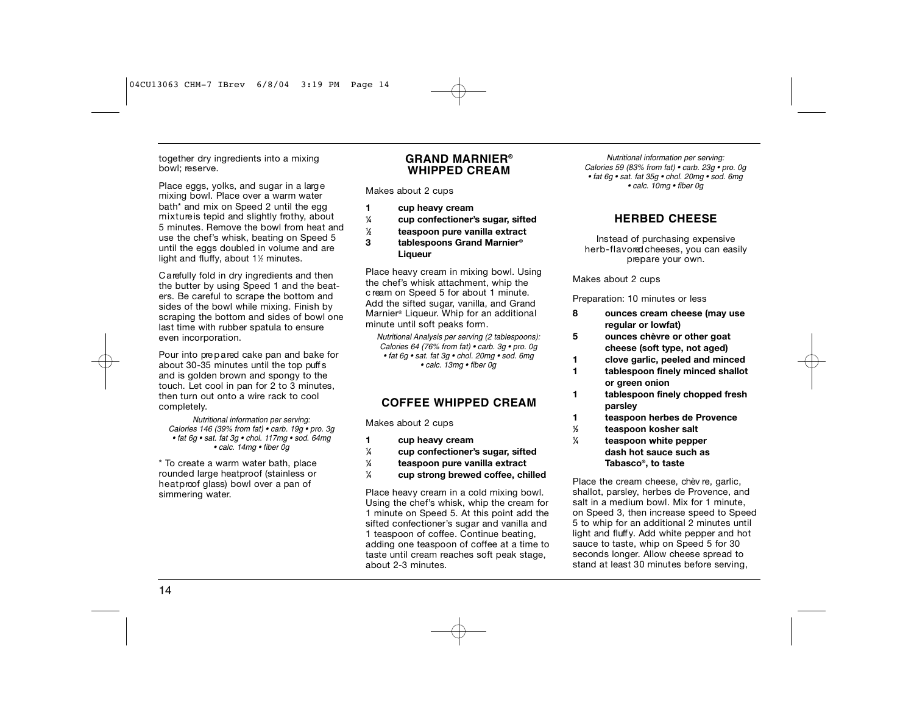together dry ingredients into a mixing bowl; reserve.

Place eggs, yolks, and sugar in a large mixing bowl. Place over a warm water bath* and mix on Speed 2 until the egg mixture is tepid and slightly frothy, about 5 minutes. Remove the bowl from heat and use the chef's whisk, beating on Speed 5 until the eggs doubled in volume and are light and fluffy, about 1½ minutes.

Carefully fold in dry ingredients and then the butter by using Speed 1 and the beaters. Be careful to scrape the bottom and sides of the bowl while mixing. Finish by scraping the bottom and sides of bowl one last time with rubber spatula to ensure even incorporation.

Pour into prepared cake pan and bake for about 30-35 minutes until the top puffs and is golden brown and spongy to the touch. Let cool in pan for 2 to 3 minutes, then turn out onto a wire rack to cool completely.

*Nutritional information per serving:*
*Calories 146 (39% from fat) • carb. 19g • pro. 3g • fat 6g • sat. fat 3g • chol. 117mg • sod. 64mg • calc. 14mg • fiber 0g*

* To create a warm water bath, place rounded large heatproof (stainless or heatproof glass) bowl over a pan of simmering water.

## GRAND MARNIER® WHIPPED CREAM

Makes about 2 cups

- **1 cup heavy cream**
- **¼ cup confectioner's sugar, sifted**
- **½ teaspoon pure vanilla extract**
- **3 tablespoons Grand Marnier® Liqueur**

Place heavy cream in mixing bowl. Using the chef's whisk attachment, whip the cream on Speed 5 for about 1 minute. Add the sifted sugar, vanilla, and Grand Marnier® Liqueur. Whip for an additional minute until soft peaks form.

*Nutritional Analysis per serving (2 tablespoons):*
*Calories 64 (76% from fat) • carb. 3g • pro. 0g • fat 6g • sat. fat 3g • chol. 20mg • sod. 6mg • calc. 13mg • fiber 0g*

## COFFEE WHIPPED CREAM

Makes about 2 cups

- **1 cup heavy cream**
- **¼ cup confectioner's sugar, sifted**
- **¼ teaspoon pure vanilla extract**
- **¼ cup strong brewed coffee, chilled**

Place heavy cream in a cold mixing bowl. Using the chef's whisk, whip the cream for 1 minute on Speed 5. At this point add the sifted confectioner's sugar and vanilla and 1 teaspoon of coffee. Continue beating, adding one teaspoon of coffee at a time to taste until cream reaches soft peak stage, about 2-3 minutes.

*Nutritional information per serving:*
*Calories 59 (83% from fat) • carb. 23g • pro. 0g • fat 6g • sat. fat 35g • chol. 20mg • sod. 6mg • calc. 10mg • fiber 0g*

## HERBED CHEESE

Instead of purchasing expensive herb-flavored cheeses, you can easily prepare your own.

Makes about 2 cups

Preparation: 10 minutes or less

- **8 ounces cream cheese (may use regular or lowfat)**
- **5 ounces chèvre or other goat cheese (soft type, not aged)**
- **1 clove garlic, peeled and minced**
- **1 tablespoon finely minced shallot or green onion**
- **1 tablespoon finely chopped fresh parsley**
- **1 teaspoon herbes de Provence**
- **½ teaspoon kosher salt**
- **¼ teaspoon white pepper**
- **dash hot sauce such as Tabasco®, to taste**

Place the cream cheese, chèvre, garlic, shallot, parsley, herbes de Provence, and salt in a medium bowl. Mix for 1 minute, on Speed 3, then increase speed to Speed 5 to whip for an additional 2 minutes until light and fluffy. Add white pepper and hot sauce to taste, whip on Speed 5 for 30 seconds longer. Allow cheese spread to stand at least 30 minutes before serving,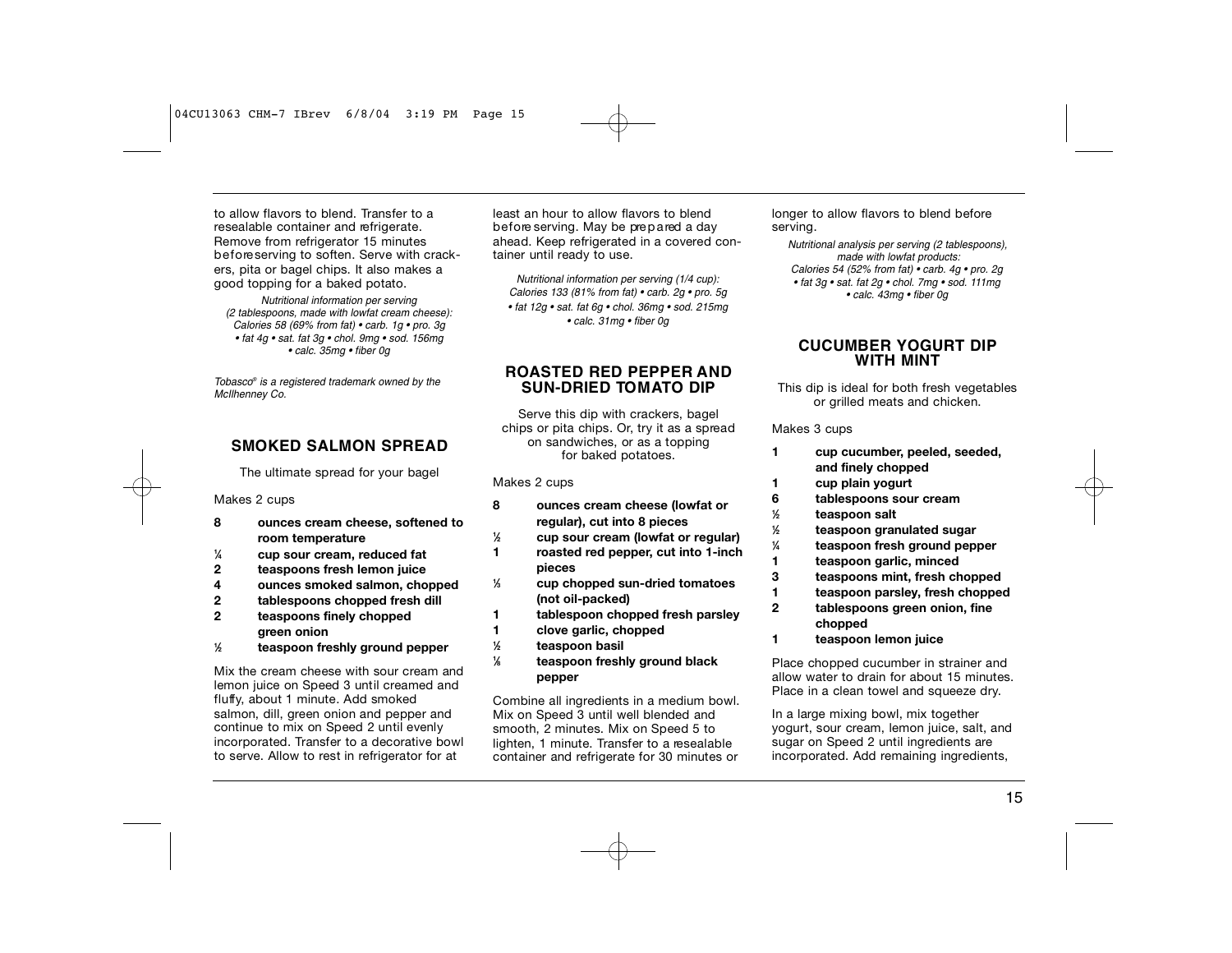to allow flavors to blend. Transfer to a resealable container and refrigerate. Remove from refrigerator 15 minutes before serving to soften. Serve with crackers, pita or bagel chips. It also makes a good topping for a baked potato.

*Nutritional information per serving (2 tablespoons, made with lowfat cream cheese): Calories 58 (69% from fat) • carb. 1g • pro. 3g • fat 4g • sat. fat 3g • chol. 9mg • sod. 156mg • calc. 35mg • fiber 0g*

*Tobasco® is a registered trademark owned by the McIlhenney Co.*

## SMOKED SALMON SPREAD

The ultimate spread for your bagel

Makes 2 cups

- **8 ounces cream cheese, softened to room temperature**
- **¼ cup sour cream, reduced fat**
- **2 teaspoons fresh lemon juice**
- **4 ounces smoked salmon, chopped**
- **2 tablespoons chopped fresh dill**
- **2 teaspoons finely chopped green onion**
- **½ teaspoon freshly ground pepper**

Mix the cream cheese with sour cream and lemon juice on Speed 3 until creamed and fluffy, about 1 minute. Add smoked salmon, dill, green onion and pepper and continue to mix on Speed 2 until evenly incorporated. Transfer to a decorative bowl to serve. Allow to rest in refrigerator for at least an hour to allow flavors to blend before serving. May be prepared a day ahead. Keep refrigerated in a covered container until ready to use.

*Nutritional information per serving (1/4 cup): Calories 133 (81% from fat) • carb. 2g • pro. 5g • fat 12g • sat. fat 6g • chol. 36mg • sod. 215mg • calc. 31mg • fiber 0g*

## ROASTED RED PEPPER AND SUN-DRIED TOMATO DIP

Serve this dip with crackers, bagel chips or pita chips. Or, try it as a spread on sandwiches, or as a topping for baked potatoes.

Makes 2 cups

- **8 ounces cream cheese (lowfat or regular), cut into 8 pieces**
- **½ cup sour cream (lowfat or regular)**
- **1 roasted red pepper, cut into 1-inch pieces**
- **⅓ cup chopped sun-dried tomatoes (not oil-packed)**
- **1 tablespoon chopped fresh parsley**
- **1 clove garlic, chopped**
- **½ teaspoon basil**
- **⅛ teaspoon freshly ground black pepper**

Combine all ingredients in a medium bowl. Mix on Speed 3 until well blended and smooth, 2 minutes. Mix on Speed 5 to lighten, 1 minute. Transfer to a resealable container and refrigerate for 30 minutes or longer to allow flavors to blend before serving.

*Nutritional analysis per serving (2 tablespoons), made with lowfat products: Calories 54 (52% from fat) • carb. 4g • pro. 2g • fat 3g • sat. fat 2g • chol. 7mg • sod. 111mg • calc. 43mg • fiber 0g*

## CUCUMBER YOGURT DIP WITH MINT

This dip is ideal for both fresh vegetables or grilled meats and chicken.

Makes 3 cups

- **1 cup cucumber, peeled, seeded, and finely chopped**
- **1 cup plain yogurt**
- **6 tablespoons sour cream**
- **½ teaspoon salt**
- **½ teaspoon granulated sugar**
- **¼ teaspoon fresh ground pepper**
- **1 teaspoon garlic, minced**
- **3 teaspoons mint, fresh chopped**
- **1 teaspoon parsley, fresh chopped**
- **2 tablespoons green onion, fine chopped**
- **1 teaspoon lemon juice**

Place chopped cucumber in strainer and allow water to drain for about 15 minutes. Place in a clean towel and squeeze dry.

In a large mixing bowl, mix together yogurt, sour cream, lemon juice, salt, and sugar on Speed 2 until ingredients are incorporated. Add remaining ingredients,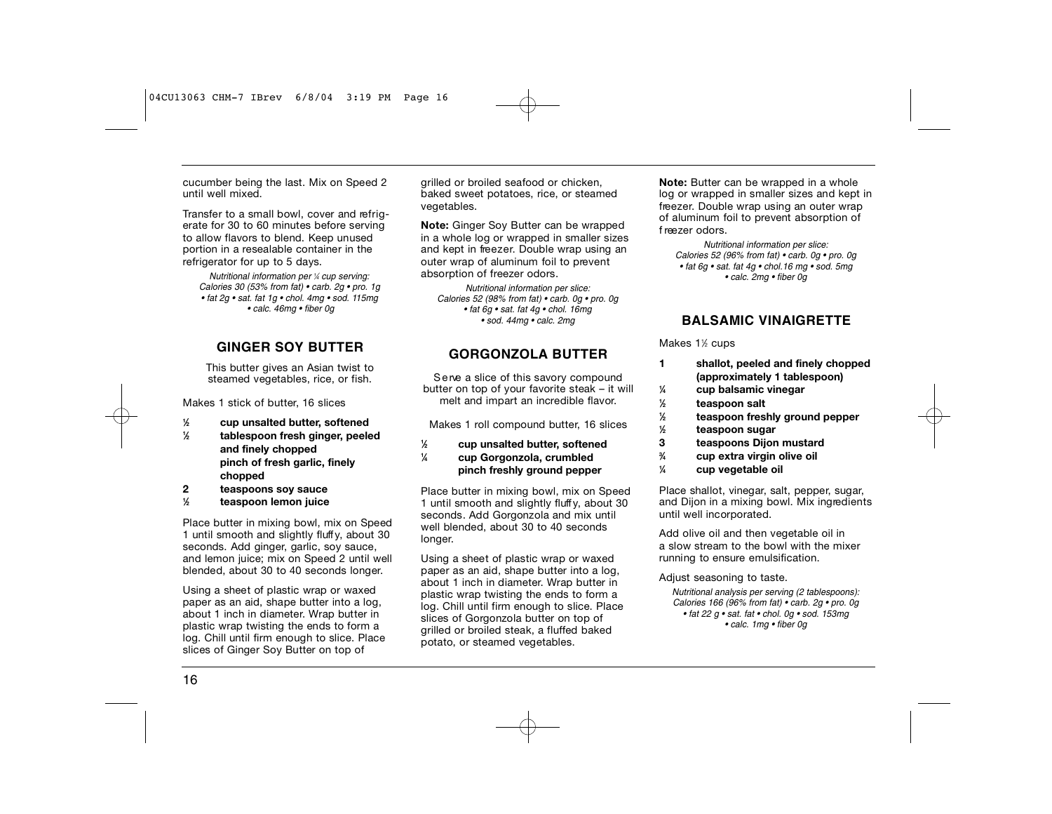cucumber being the last. Mix on Speed 2 until well mixed.

Transfer to a small bowl, cover and refrigerate for 30 to 60 minutes before serving to allow flavors to blend. Keep unused portion in a resealable container in the refrigerator for up to 5 days.

*Nutritional information per ¼ cup serving: Calories 30 (53% from fat) • carb. 2g • pro. 1g • fat 2g • sat. fat 1g • chol. 4mg • sod. 115mg • calc. 46mg • fiber 0g*

## GINGER SOY BUTTER

This butter gives an Asian twist to steamed vegetables, rice, or fish.

Makes 1 stick of butter, 16 slices

- **½ cup unsalted butter, softened**
- **½ tablespoon fresh ginger, peeled and finely chopped**
- **pinch of fresh garlic, finely chopped**
- **2 teaspoons soy sauce**
- **½ teaspoon lemon juice**

Place butter in mixing bowl, mix on Speed 1 until smooth and slightly fluffy, about 30 seconds. Add ginger, garlic, soy sauce, and lemon juice; mix on Speed 2 until well blended, about 30 to 40 seconds longer.

Using a sheet of plastic wrap or waxed paper as an aid, shape butter into a log, about 1 inch in diameter. Wrap butter in plastic wrap twisting the ends to form a log. Chill until firm enough to slice. Place slices of Ginger Soy Butter on top of grilled or broiled seafood or chicken, baked sweet potatoes, rice, or steamed vegetables.

**Note:** Ginger Soy Butter can be wrapped in a whole log or wrapped in smaller sizes and kept in freezer. Double wrap using an outer wrap of aluminum foil to prevent absorption of freezer odors.

*Nutritional information per slice: Calories 52 (98% from fat) • carb. 0g • pro. 0g • fat 6g • sat. fat 4g • chol. 16mg • sod. 44mg • calc. 2mg*

## GORGONZOLA BUTTER

Serve a slice of this savory compound butter on top of your favorite steak – it will melt and impart an incredible flavor.

Makes 1 roll compound butter, 16 slices

- **½ cup unsalted butter, softened**
- **¼ cup Gorgonzola, crumbled**
- **pinch freshly ground pepper**

Place butter in mixing bowl, mix on Speed 1 until smooth and slightly fluffy, about 30 seconds. Add Gorgonzola and mix until well blended, about 30 to 40 seconds longer.

Using a sheet of plastic wrap or waxed paper as an aid, shape butter into a log, about 1 inch in diameter. Wrap butter in plastic wrap twisting the ends to form a log. Chill until firm enough to slice. Place slices of Gorgonzola butter on top of grilled or broiled steak, a fluffed baked potato, or steamed vegetables.

**Note:** Butter can be wrapped in a whole log or wrapped in smaller sizes and kept in freezer. Double wrap using an outer wrap of aluminum foil to prevent absorption of freezer odors.

*Nutritional information per slice: Calories 52 (96% from fat) • carb. 0g • pro. 0g • fat 6g • sat. fat 4g • chol.16 mg • sod. 5mg • calc. 2mg • fiber 0g*

## BALSAMIC VINAIGRETTE

Makes 1½ cups

- **1 shallot, peeled and finely chopped (approximately 1 tablespoon)**
- **¼ cup balsamic vinegar**
- **½ teaspoon salt**
- **½ teaspoon freshly ground pepper**
- **½ teaspoon sugar**
- **3 teaspoons Dijon mustard**
- **¾ cup extra virgin olive oil**
- **¼ cup vegetable oil**

Place shallot, vinegar, salt, pepper, sugar, and Dijon in a mixing bowl. Mix ingredients until well incorporated.

Add olive oil and then vegetable oil in a slow stream to the bowl with the mixer running to ensure emulsification.

Adjust seasoning to taste.

*Nutritional analysis per serving (2 tablespoons): Calories 166 (96% from fat) • carb. 2g • pro. 0g • fat 22 g • sat. fat • chol. 0g • sod. 153mg • calc. 1mg • fiber 0g*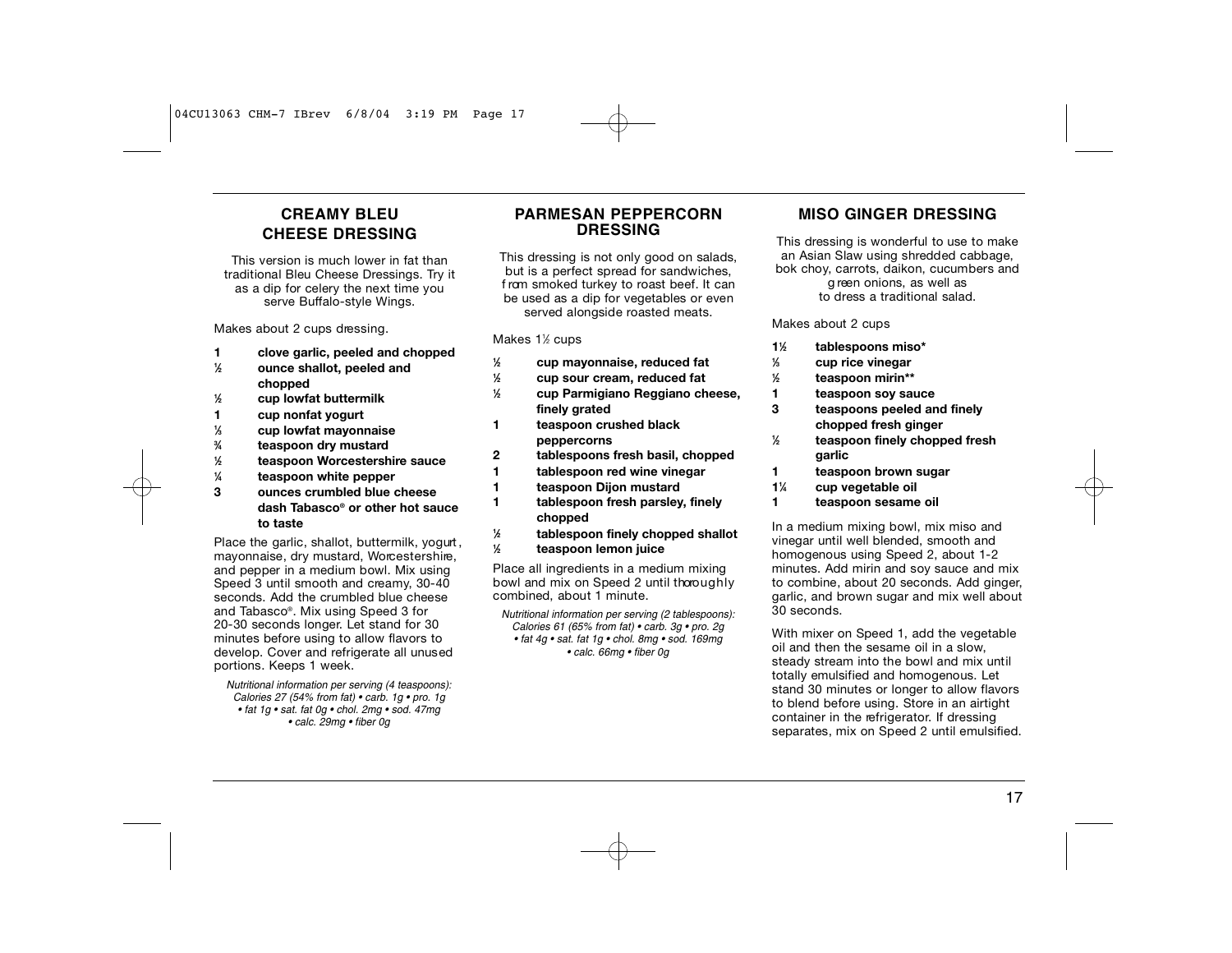## CREAMY BLEU CHEESE DRESSING

This version is much lower in fat than traditional Bleu Cheese Dressings. Try it as a dip for celery the next time you serve Buffalo-style Wings.

Makes about 2 cups dressing.

- **1 clove garlic, peeled and chopped**
- **½ ounce shallot, peeled and chopped**
- **½ cup lowfat buttermilk**
- **1 cup nonfat yogurt**
- **⅓ cup lowfat mayonnaise**
- **¾ teaspoon dry mustard**
- **½ teaspoon Worcestershire sauce**
- **¼ teaspoon white pepper**
- **3 ounces crumbled blue cheese**
- **dash Tabasco® or other hot sauce to taste**

Place the garlic, shallot, buttermilk, yogurt, mayonnaise, dry mustard, Worcestershire, and pepper in a medium bowl. Mix using Speed 3 until smooth and creamy, 30-40 seconds. Add the crumbled blue cheese and Tabasco®. Mix using Speed 3 for 20-30 seconds longer. Let stand for 30 minutes before using to allow flavors to develop. Cover and refrigerate all unused portions. Keeps 1 week.

*Nutritional information per serving (4 teaspoons): Calories 27 (54% from fat) • carb. 1g • pro. 1g • fat 1g • sat. fat 0g • chol. 2mg • sod. 47mg • calc. 29mg • fiber 0g*

## PARMESAN PEPPERCORN DRESSING

This dressing is not only good on salads, but is a perfect spread for sandwiches, from smoked turkey to roast beef. It can be used as a dip for vegetables or even served alongside roasted meats.

Makes 1½ cups

- **½ cup mayonnaise, reduced fat**
- **½ cup sour cream, reduced fat**
- **½ cup Parmigiano Reggiano cheese, finely grated**
- **1 teaspoon crushed black peppercorns**
- **2 tablespoons fresh basil, chopped**
- **1 tablespoon red wine vinegar**
- **1 teaspoon Dijon mustard**
- **1 tablespoon fresh parsley, finely chopped**
- **½ tablespoon finely chopped shallot**
- **½ teaspoon lemon juice**

Place all ingredients in a medium mixing bowl and mix on Speed 2 until thoroughly combined, about 1 minute.

*Nutritional information per serving (2 tablespoons): Calories 61 (65% from fat) • carb. 3g • pro. 2g • fat 4g • sat. fat 1g • chol. 8mg • sod. 169mg • calc. 66mg • fiber 0g*

## MISO GINGER DRESSING

This dressing is wonderful to use to make an Asian Slaw using shredded cabbage, bok choy, carrots, daikon, cucumbers and green onions, as well as to dress a traditional salad.

Makes about 2 cups

- **1½ tablespoons miso***
- **⅓ cup rice vinegar**
- **½ teaspoon mirin****
- **1 teaspoon soy sauce**
- **3 teaspoons peeled and finely chopped fresh ginger**
- **½ teaspoon finely chopped fresh garlic**
- **1 teaspoon brown sugar**
- **1¼ cup vegetable oil**
- **1 teaspoon sesame oil**

In a medium mixing bowl, mix miso and vinegar until well blended, smooth and homogenous using Speed 2, about 1-2 minutes. Add mirin and soy sauce and mix to combine, about 20 seconds. Add ginger, garlic, and brown sugar and mix well about 30 seconds.

With mixer on Speed 1, add the vegetable oil and then the sesame oil in a slow, steady stream into the bowl and mix until totally emulsified and homogenous. Let stand 30 minutes or longer to allow flavors to blend before using. Store in an airtight container in the refrigerator. If dressing separates, mix on Speed 2 until emulsified.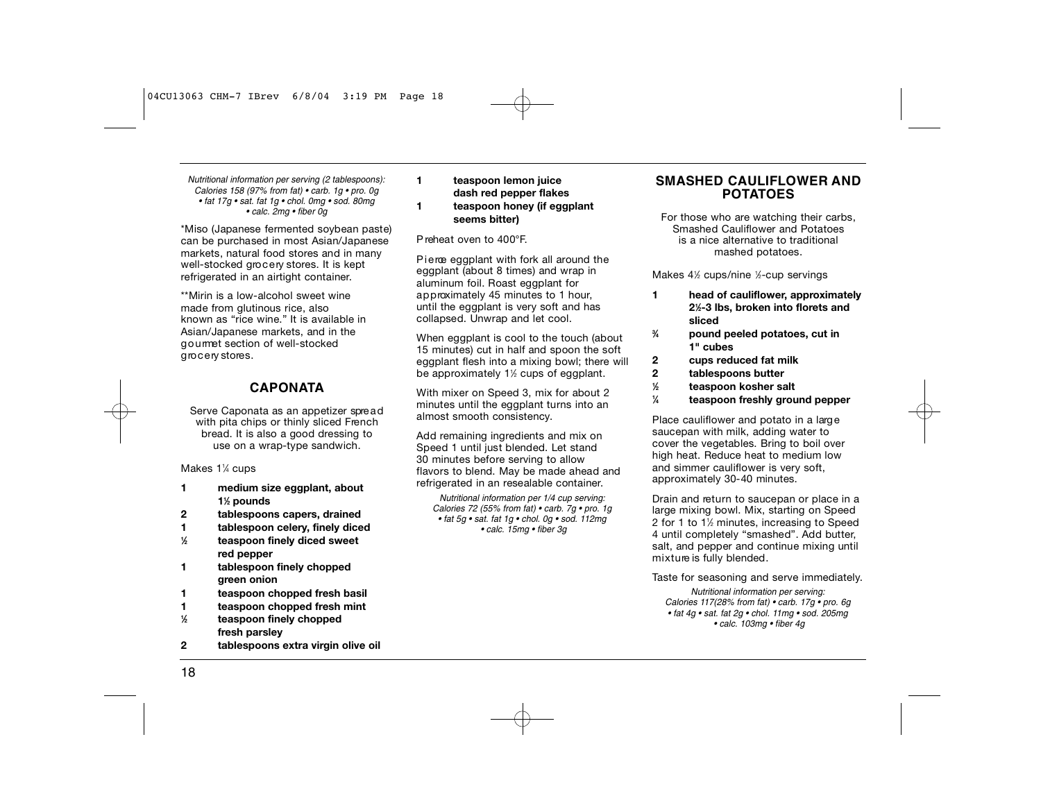*Nutritional information per serving (2 tablespoons):*
*Calories 158 (97% from fat) • carb. 1g • pro. 0g*
*• fat 17g • sat. fat 1g • chol. 0mg • sod. 80mg*
*• calc. 2mg • fiber 0g*

*Miso (Japanese fermented soybean paste) can be purchased in most Asian/Japanese markets, natural food stores and in many well-stocked grocery stores. It is kept refrigerated in an airtight container.

**Mirin is a low-alcohol sweet wine made from glutinous rice, also known as "rice wine." It is available in Asian/Japanese markets, and in the gourmet section of well-stocked grocery stores.

## CAPONATA

Serve Caponata as an appetizer spread with pita chips or thinly sliced French bread. It is also a good dressing to use on a wrap-type sandwich.

Makes 1¼ cups

- **1 medium size eggplant, about 1½ pounds**
- **2 tablespoons capers, drained**
- **1 tablespoon celery, finely diced**
- **½ teaspoon finely diced sweet red pepper**
- **1 tablespoon finely chopped green onion**
- **1 teaspoon chopped fresh basil**
- **1 teaspoon chopped fresh mint**
- **½ teaspoon finely chopped fresh parsley**
- **2 tablespoons extra virgin olive oil**
- **1 teaspoon lemon juice**
- **dash red pepper flakes**
- **1 teaspoon honey (if eggplant seems bitter)**

Preheat oven to 400°F.

Pierce eggplant with fork all around the eggplant (about 8 times) and wrap in aluminum foil. Roast eggplant for approximately 45 minutes to 1 hour, until the eggplant is very soft and has collapsed. Unwrap and let cool.

When eggplant is cool to the touch (about 15 minutes) cut in half and spoon the soft eggplant flesh into a mixing bowl; there will be approximately 1½ cups of eggplant.

With mixer on Speed 3, mix for about 2 minutes until the eggplant turns into an almost smooth consistency.

Add remaining ingredients and mix on Speed 1 until just blended. Let stand 30 minutes before serving to allow flavors to blend. May be made ahead and refrigerated in an resealable container.

*Nutritional information per 1/4 cup serving:*
*Calories 72 (55% from fat) • carb. 7g • pro. 1g*
*• fat 5g • sat. fat 1g • chol. 0g • sod. 112mg*
*• calc. 15mg • fiber 3g*

## SMASHED CAULIFLOWER AND POTATOES

For those who are watching their carbs, Smashed Cauliflower and Potatoes is a nice alternative to traditional mashed potatoes.

Makes 4½ cups/nine ½-cup servings

- **1 head of cauliflower, approximately 2½-3 lbs, broken into florets and sliced**
- **¾ pound peeled potatoes, cut in 1" cubes**
- **2 cups reduced fat milk**
- **2 tablespoons butter**
- **½ teaspoon kosher salt**
- **¼ teaspoon freshly ground pepper**

Place cauliflower and potato in a large saucepan with milk, adding water to cover the vegetables. Bring to boil over high heat. Reduce heat to medium low and simmer cauliflower is very soft, approximately 30-40 minutes.

Drain and return to saucepan or place in a large mixing bowl. Mix, starting on Speed 2 for 1 to 1½ minutes, increasing to Speed 4 until completely "smashed". Add butter, salt, and pepper and continue mixing until mixture is fully blended.

Taste for seasoning and serve immediately.

*Nutritional information per serving:*
*Calories 117(28% from fat) • carb. 17g • pro. 6g*
*• fat 4g • sat. fat 2g • chol. 11mg • sod. 205mg*
*• calc. 103mg • fiber 4g*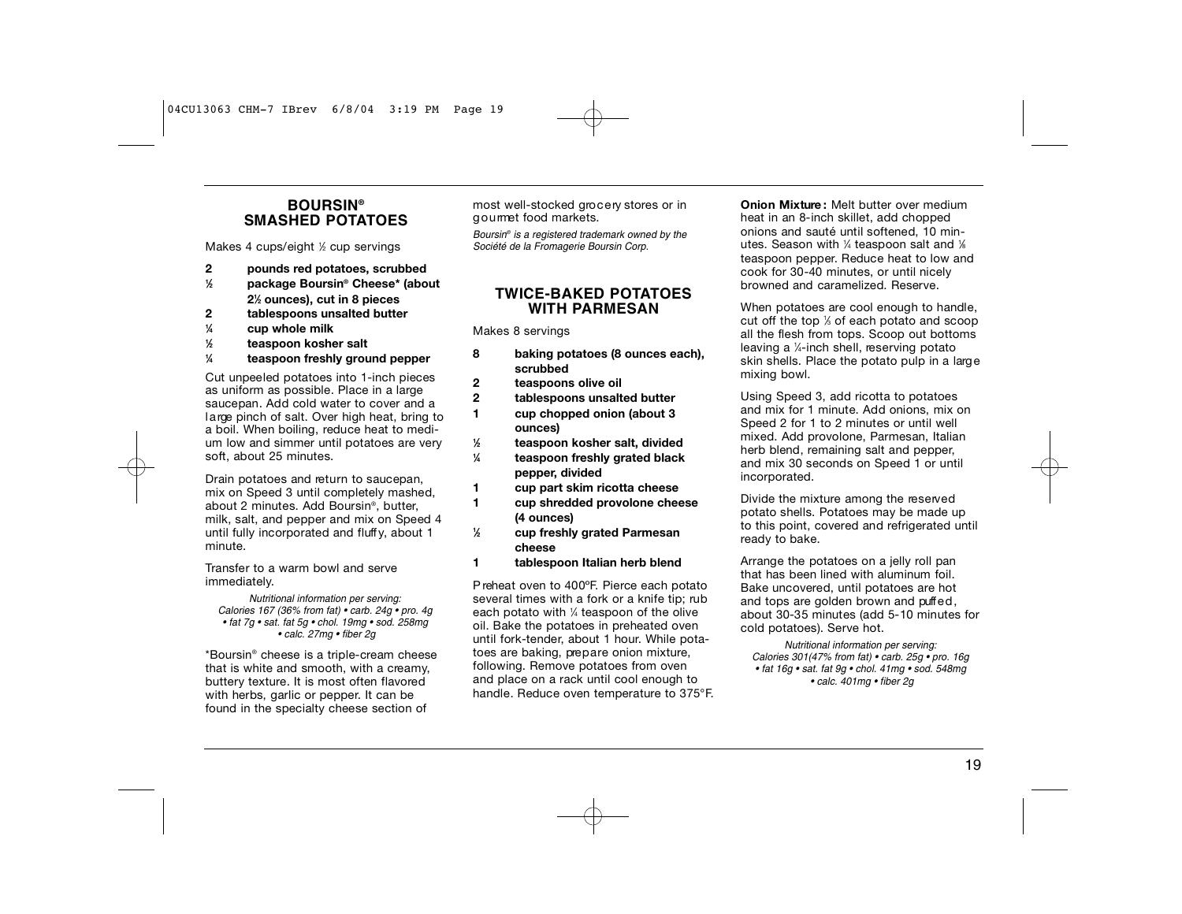## BOURSIN® SMASHED POTATOES

Makes 4 cups/eight ½ cup servings

- **2** **pounds red potatoes, scrubbed**
- **½** **package Boursin® Cheese\* (about 2½ ounces), cut in 8 pieces**
- **2** **tablespoons unsalted butter**
- **¼** **cup whole milk**
- **½** **teaspoon kosher salt**
- **¼** **teaspoon freshly ground pepper**

Cut unpeeled potatoes into 1-inch pieces as uniform as possible. Place in a large saucepan. Add cold water to cover and a large pinch of salt. Over high heat, bring to a boil. When boiling, reduce heat to medium low and simmer until potatoes are very soft, about 25 minutes.

Drain potatoes and return to saucepan, mix on Speed 3 until completely mashed, about 2 minutes. Add Boursin®, butter, milk, salt, and pepper and mix on Speed 4 until fully incorporated and fluffy, about 1 minute.

Transfer to a warm bowl and serve immediately.

*Nutritional information per serving: Calories 167 (36% from fat) • carb. 24g • pro. 4g • fat 7g • sat. fat 5g • chol. 19mg • sod. 258mg • calc. 27mg • fiber 2g*

\*Boursin® cheese is a triple-cream cheese that is white and smooth, with a creamy, buttery texture. It is most often flavored with herbs, garlic or pepper. It can be found in the specialty cheese section of most well-stocked grocery stores or in gourmet food markets.

*Boursin® is a registered trademark owned by the Société de la Fromagerie Boursin Corp.*

## TWICE-BAKED POTATOES WITH PARMESAN

Makes 8 servings

- **8** **baking potatoes (8 ounces each), scrubbed**
- **2** **teaspoons olive oil**
- **2** **tablespoons unsalted butter**
- **1** **cup chopped onion (about 3 ounces)**
- **½** **teaspoon kosher salt, divided**
- **¼** **teaspoon freshly grated black pepper, divided**
- **1** **cup part skim ricotta cheese**
- **1** **cup shredded provolone cheese (4 ounces)**
- **½** **cup freshly grated Parmesan cheese**
- **1** **tablespoon Italian herb blend**

Preheat oven to 400ºF. Pierce each potato several times with a fork or a knife tip; rub each potato with ¼ teaspoon of the olive oil. Bake the potatoes in preheated oven until fork-tender, about 1 hour. While potatoes are baking, prepare onion mixture, following. Remove potatoes from oven and place on a rack until cool enough to handle. Reduce oven temperature to 375°F.

**Onion Mixture:** Melt butter over medium heat in an 8-inch skillet, add chopped onions and sauté until softened, 10 minutes. Season with ¼ teaspoon salt and ⅛ teaspoon pepper. Reduce heat to low and cook for 30-40 minutes, or until nicely browned and caramelized. Reserve.

When potatoes are cool enough to handle, cut off the top ⅓ of each potato and scoop all the flesh from tops. Scoop out bottoms leaving a ¼-inch shell, reserving potato skin shells. Place the potato pulp in a large mixing bowl.

Using Speed 3, add ricotta to potatoes and mix for 1 minute. Add onions, mix on Speed 2 for 1 to 2 minutes or until well mixed. Add provolone, Parmesan, Italian herb blend, remaining salt and pepper, and mix 30 seconds on Speed 1 or until incorporated.

Divide the mixture among the reserved potato shells. Potatoes may be made up to this point, covered and refrigerated until ready to bake.

Arrange the potatoes on a jelly roll pan that has been lined with aluminum foil. Bake uncovered, until potatoes are hot and tops are golden brown and puffed, about 30-35 minutes (add 5-10 minutes for cold potatoes). Serve hot.

*Nutritional information per serving: Calories 301(47% from fat) • carb. 25g • pro. 16g • fat 16g • sat. fat 9g • chol. 41mg • sod. 548mg • calc. 401mg • fiber 2g*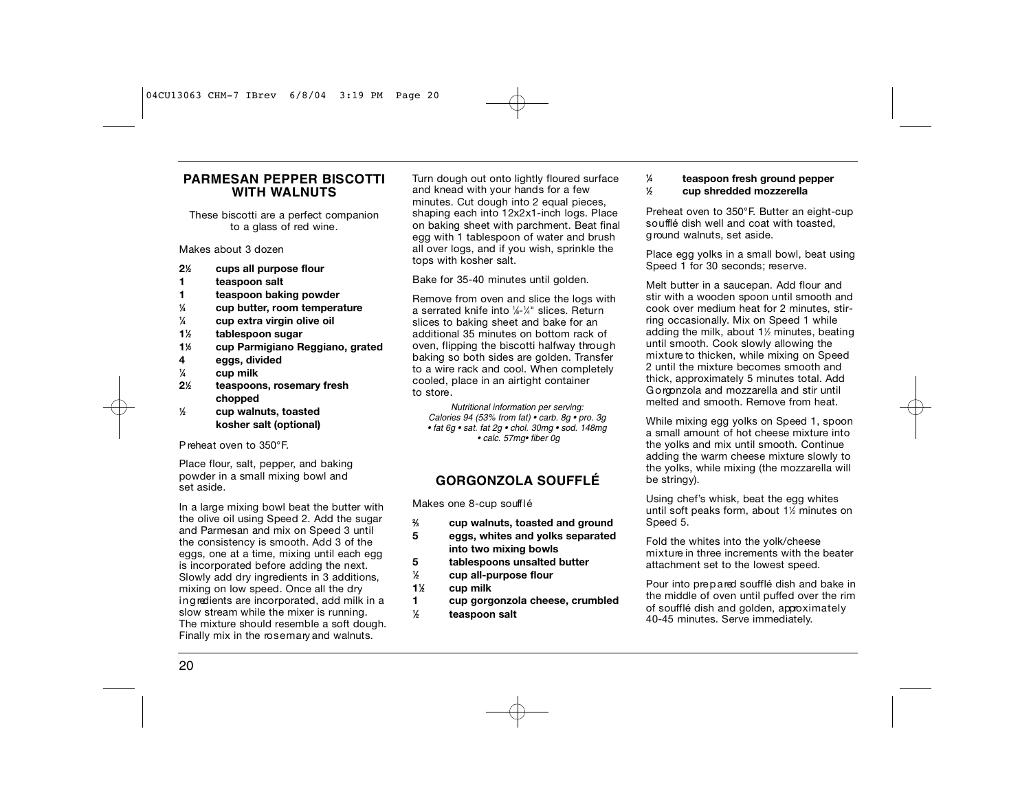## PARMESAN PEPPER BISCOTTI WITH WALNUTS

These biscotti are a perfect companion to a glass of red wine.

Makes about 3 dozen

- **2½ cups all purpose flour**
- **1 teaspoon salt**
- **1 teaspoon baking powder**
- **¼ cup butter, room temperature**
- **¼ cup extra virgin olive oil**
- **1½ tablespoon sugar**
- **1⅓ cup Parmigiano Reggiano, grated**
- **4 eggs, divided**
- **¼ cup milk**
- **2½ teaspoons, rosemary fresh chopped**
- **½ cup walnuts, toasted kosher salt (optional)**

Preheat oven to 350°F.

Place flour, salt, pepper, and baking powder in a small mixing bowl and set aside.

In a large mixing bowl beat the butter with the olive oil using Speed 2. Add the sugar and Parmesan and mix on Speed 3 until the consistency is smooth. Add 3 of the eggs, one at a time, mixing until each egg is incorporated before adding the next. Slowly add dry ingredients in 3 additions, mixing on low speed. Once all the dry ingredients are incorporated, add milk in a slow stream while the mixer is running. The mixture should resemble a soft dough. Finally mix in the rosemary and walnuts.

Turn dough out onto lightly floured surface and knead with your hands for a few minutes. Cut dough into 2 equal pieces, shaping each into 12x2x1-inch logs. Place on baking sheet with parchment. Beat final egg with 1 tablespoon of water and brush all over logs, and if you wish, sprinkle the tops with kosher salt.

Bake for 35-40 minutes until golden.

Remove from oven and slice the logs with a serrated knife into ⅛-¼" slices. Return slices to baking sheet and bake for an additional 35 minutes on bottom rack of oven, flipping the biscotti halfway through baking so both sides are golden. Transfer to a wire rack and cool. When completely cooled, place in an airtight container to store.

*Nutritional information per serving: Calories 94 (53% from fat) • carb. 8g • pro. 3g • fat 6g • sat. fat 2g • chol. 30mg • sod. 148mg • calc. 57mg• fiber 0g*

## GORGONZOLA SOUFFLÉ

Makes one 8-cup soufflé

- **⅔ cup walnuts, toasted and ground**
- **5 eggs, whites and yolks separated into two mixing bowls**
- **5 tablespoons unsalted butter**
- **½ cup all-purpose flour**
- **1½ cup milk**
- **1 cup gorgonzola cheese, crumbled**
- **½ teaspoon salt**
- **¼ teaspoon fresh ground pepper**
- **½ cup shredded mozzerella**

Preheat oven to 350°F. Butter an eight-cup soufflé dish well and coat with toasted, ground walnuts, set aside.

Place egg yolks in a small bowl, beat using Speed 1 for 30 seconds; reserve.

Melt butter in a saucepan. Add flour and stir with a wooden spoon until smooth and cook over medium heat for 2 minutes, stirring occasionally. Mix on Speed 1 while adding the milk, about 1½ minutes, beating until smooth. Cook slowly allowing the mixture to thicken, while mixing on Speed 2 until the mixture becomes smooth and thick, approximately 5 minutes total. Add Gorgonzola and mozzarella and stir until melted and smooth. Remove from heat.

While mixing egg yolks on Speed 1, spoon a small amount of hot cheese mixture into the yolks and mix until smooth. Continue adding the warm cheese mixture slowly to the yolks, while mixing (the mozzarella will be stringy).

Using chef's whisk, beat the egg whites until soft peaks form, about 1½ minutes on Speed 5.

Fold the whites into the yolk/cheese mixture in three increments with the beater attachment set to the lowest speed.

Pour into prepared soufflé dish and bake in the middle of oven until puffed over the rim of soufflé dish and golden, approximately 40-45 minutes. Serve immediately.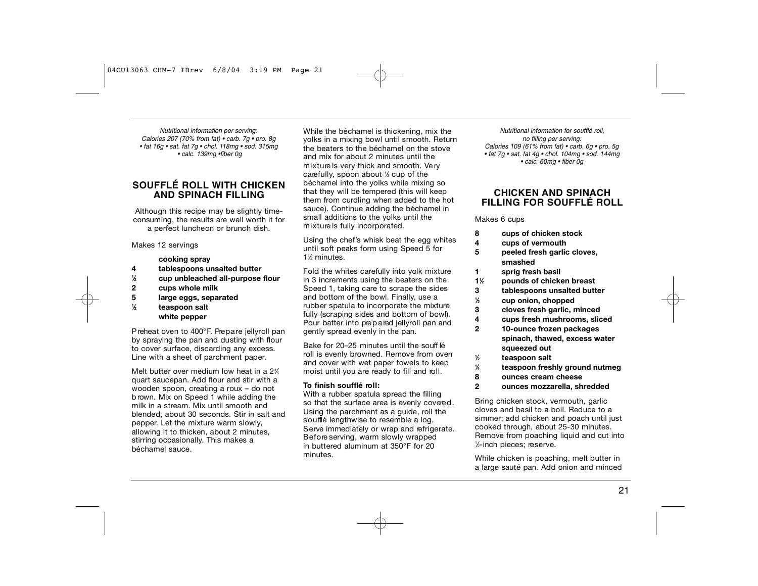*Nutritional information per serving:*
*Calories 207 (70% from fat) • carb. 7g • pro. 8g*
*• fat 16g • sat. fat 7g • chol. 118mg • sod. 315mg*
*• calc. 139mg •fiber 0g*

## SOUFFLÉ ROLL WITH CHICKEN AND SPINACH FILLING

Although this recipe may be slightly time-consuming, the results are well worth it for a perfect luncheon or brunch dish.

Makes 12 servings

- **cooking spray**
- **4 tablespoons unsalted butter**
- **½ cup unbleached all-purpose flour**
- **2 cups whole milk**
- **5 large eggs, separated**
- **½ teaspoon salt**
- **white pepper**

Preheat oven to 400°F. Prepare jellyroll pan by spraying the pan and dusting with flour to cover surface, discarding any excess. Line with a sheet of parchment paper.

Melt butter over medium low heat in a 2¾ quart saucepan. Add flour and stir with a wooden spoon, creating a roux – do not brown. Mix on Speed 1 while adding the milk in a stream. Mix until smooth and blended, about 30 seconds. Stir in salt and pepper. Let the mixture warm slowly, allowing it to thicken, about 2 minutes, stirring occasionally. This makes a béchamel sauce.

While the béchamel is thickening, mix the yolks in a mixing bowl until smooth. Return the beaters to the béchamel on the stove and mix for about 2 minutes until the mixture is very thick and smooth. Very carefully, spoon about ½ cup of the béchamel into the yolks while mixing so that they will be tempered (this will keep them from curdling when added to the hot sauce). Continue adding the béchamel in small additions to the yolks until the mixture is fully incorporated.

Using the chef's whisk beat the egg whites until soft peaks form using Speed 5 for 1½ minutes.

Fold the whites carefully into yolk mixture in 3 increments using the beaters on the Speed 1, taking care to scrape the sides and bottom of the bowl. Finally, use a rubber spatula to incorporate the mixture fully (scraping sides and bottom of bowl). Pour batter into prepared jellyroll pan and gently spread evenly in the pan.

Bake for 20–25 minutes until the soufflé roll is evenly browned. Remove from oven and cover with wet paper towels to keep moist until you are ready to fill and roll.

**To finish soufflé roll:**
With a rubber spatula spread the filling so that the surface area is evenly covered. Using the parchment as a guide, roll the soufflé lengthwise to resemble a log. Serve immediately or wrap and refrigerate. Before serving, warm slowly wrapped in buttered aluminum at 350°F for 20 minutes.

*Nutritional information for soufflé roll, no filling per serving:*
*Calories 109 (61% from fat) • carb. 6g • pro. 5g*
*• fat 7g • sat. fat 4g • chol. 104mg • sod. 144mg*
*• calc. 60mg • fiber 0g*

## CHICKEN AND SPINACH FILLING FOR SOUFFLÉ ROLL

Makes 6 cups

- **8 cups of chicken stock**
- **4 cups of vermouth**
- **5 peeled fresh garlic cloves, smashed**
- **1 sprig fresh basil**
- **1½ pounds of chicken breast**
- **3 tablespoons unsalted butter**
- **⅓ cup onion, chopped**
- **3 cloves fresh garlic, minced**
- **4 cups fresh mushrooms, sliced**
- **2 10-ounce frozen packages spinach, thawed, excess water squeezed out**
- **½ teaspoon salt**
- **¼ teaspoon freshly ground nutmeg**
- **8 ounces cream cheese**
- **2 ounces mozzarella, shredded**

Bring chicken stock, vermouth, garlic cloves and basil to a boil. Reduce to a simmer; add chicken and poach until just cooked through, about 25-30 minutes. Remove from poaching liquid and cut into ½-inch pieces; reserve.

While chicken is poaching, melt butter in a large sauté pan. Add onion and minced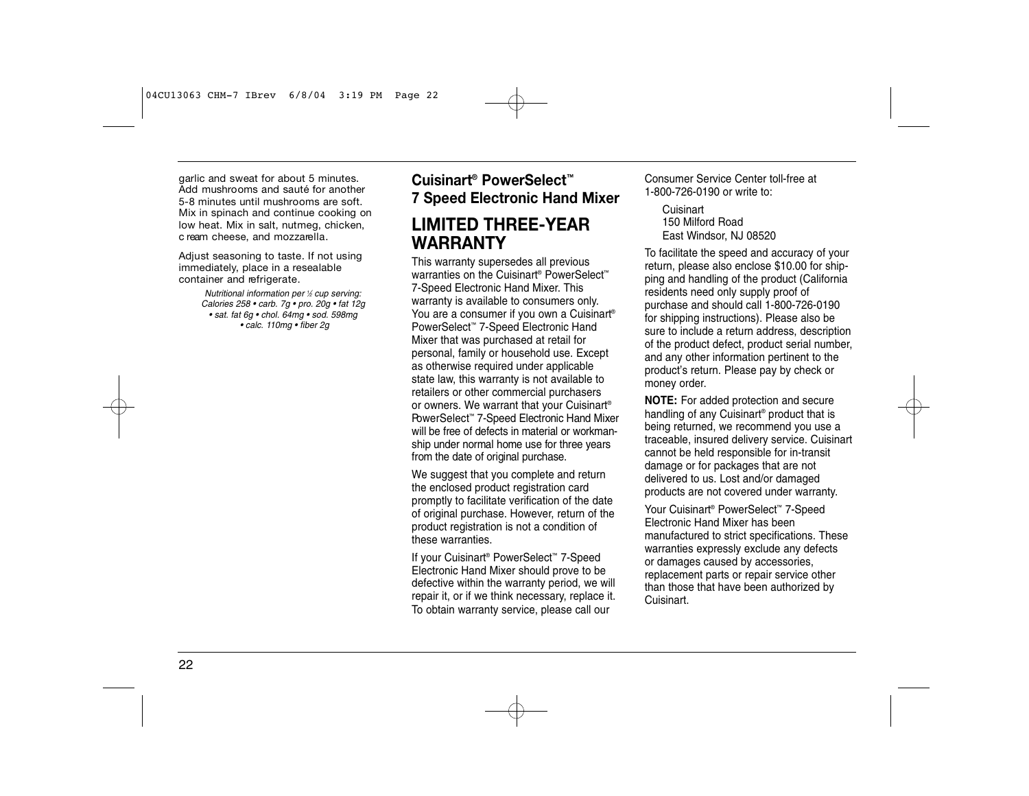garlic and sweat for about 5 minutes. Add mushrooms and sauté for another 5-8 minutes until mushrooms are soft. Mix in spinach and continue cooking on low heat. Mix in salt, nutmeg, chicken, cream cheese, and mozzarella.

Adjust seasoning to taste. If not using immediately, place in a resealable container and refrigerate.

*Nutritional information per ½ cup serving: Calories 258 • carb. 7g • pro. 20g • fat 12g • sat. fat 6g • chol. 64mg • sod. 598mg • calc. 110mg • fiber 2g*

### Cuisinart® PowerSelect™ 7 Speed Electronic Hand Mixer

## LIMITED THREE-YEAR WARRANTY

This warranty supersedes all previous warranties on the Cuisinart® PowerSelect™ 7-Speed Electronic Hand Mixer. This warranty is available to consumers only. You are a consumer if you own a Cuisinart® PowerSelect™ 7-Speed Electronic Hand Mixer that was purchased at retail for personal, family or household use. Except as otherwise required under applicable state law, this warranty is not available to retailers or other commercial purchasers or owners. We warrant that your Cuisinart® PowerSelect™ 7-Speed Electronic Hand Mixer will be free of defects in material or workmanship under normal home use for three years from the date of original purchase.

We suggest that you complete and return the enclosed product registration card promptly to facilitate verification of the date of original purchase. However, return of the product registration is not a condition of these warranties.

If your Cuisinart® PowerSelect™ 7-Speed Electronic Hand Mixer should prove to be defective within the warranty period, we will repair it, or if we think necessary, replace it. To obtain warranty service, please call our Consumer Service Center toll-free at 1-800-726-0190 or write to:

Cuisinart
150 Milford Road
East Windsor, NJ 08520

To facilitate the speed and accuracy of your return, please also enclose $10.00 for shipping and handling of the product (California residents need only supply proof of purchase and should call 1-800-726-0190 for shipping instructions). Please also be sure to include a return address, description of the product defect, product serial number, and any other information pertinent to the product's return. Please pay by check or money order.

**NOTE:** For added protection and secure handling of any Cuisinart® product that is being returned, we recommend you use a traceable, insured delivery service. Cuisinart cannot be held responsible for in-transit damage or for packages that are not delivered to us. Lost and/or damaged products are not covered under warranty.

Your Cuisinart® PowerSelect™ 7-Speed Electronic Hand Mixer has been manufactured to strict specifications. These warranties expressly exclude any defects or damages caused by accessories, replacement parts or repair service other than those that have been authorized by Cuisinart.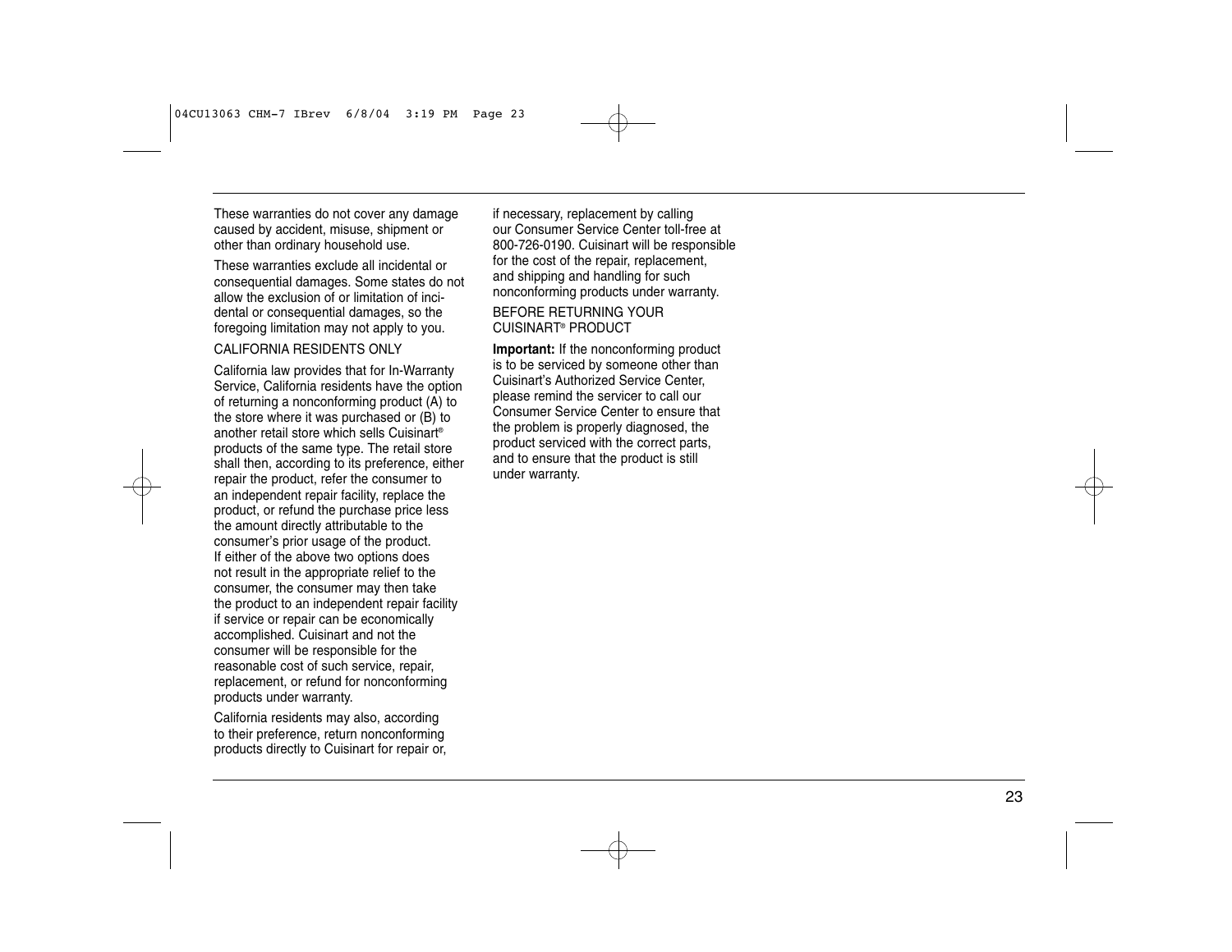These warranties do not cover any damage caused by accident, misuse, shipment or other than ordinary household use.

These warranties exclude all incidental or consequential damages. Some states do not allow the exclusion of or limitation of incidental or consequential damages, so the foregoing limitation may not apply to you.

CALIFORNIA RESIDENTS ONLY

California law provides that for In-Warranty Service, California residents have the option of returning a nonconforming product (A) to the store where it was purchased or (B) to another retail store which sells Cuisinart® products of the same type. The retail store shall then, according to its preference, either repair the product, refer the consumer to an independent repair facility, replace the product, or refund the purchase price less the amount directly attributable to the consumer's prior usage of the product. If either of the above two options does not result in the appropriate relief to the consumer, the consumer may then take the product to an independent repair facility if service or repair can be economically accomplished. Cuisinart and not the consumer will be responsible for the reasonable cost of such service, repair, replacement, or refund for nonconforming products under warranty.

California residents may also, according to their preference, return nonconforming products directly to Cuisinart for repair or, if necessary, replacement by calling our Consumer Service Center toll-free at 800-726-0190. Cuisinart will be responsible for the cost of the repair, replacement, and shipping and handling for such nonconforming products under warranty.

BEFORE RETURNING YOUR CUISINART® PRODUCT

**Important:** If the nonconforming product is to be serviced by someone other than Cuisinart's Authorized Service Center, please remind the servicer to call our Consumer Service Center to ensure that the problem is properly diagnosed, the product serviced with the correct parts, and to ensure that the product is still under warranty.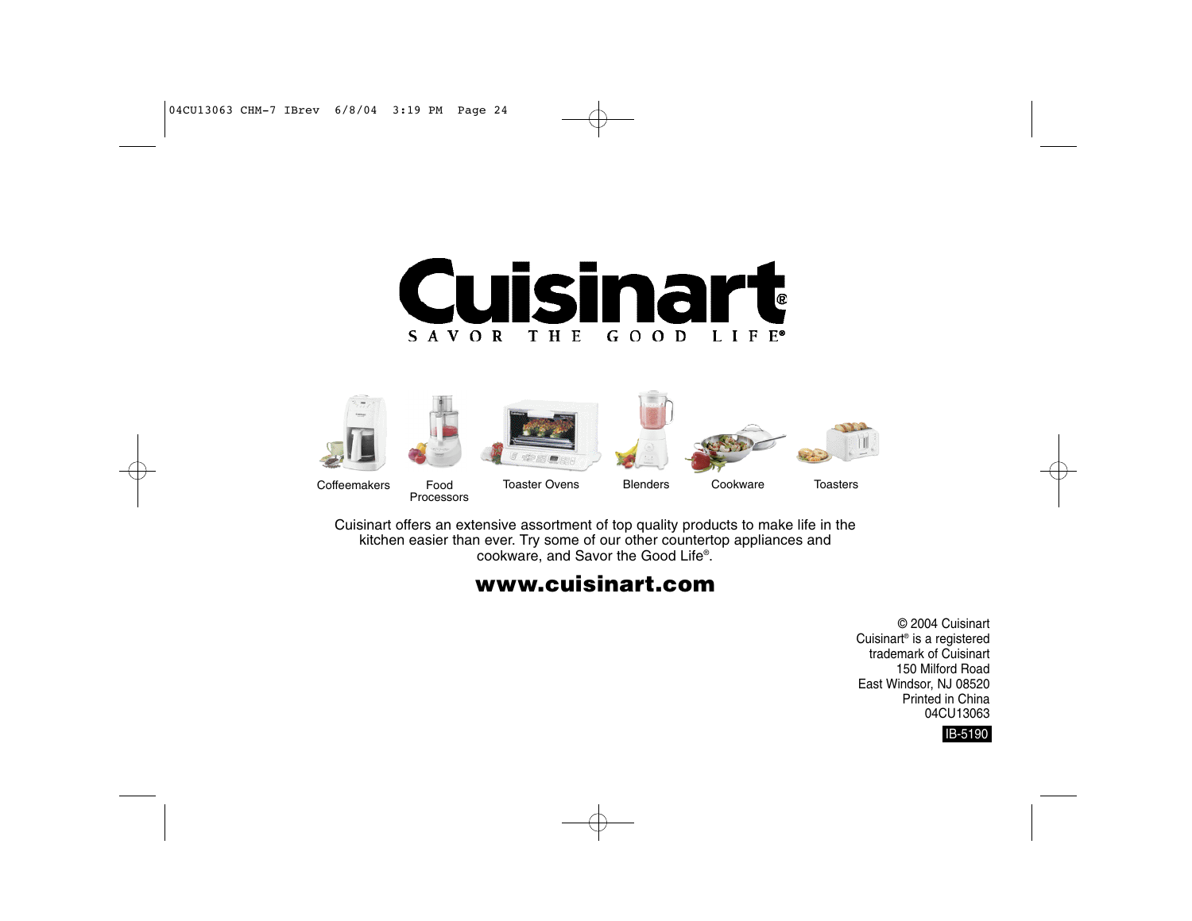# Cuisinart®

SAVOR THE GOOD LIFE®

Coffeemakers | Food Processors | Toaster Ovens | Blenders | Cookware | Toasters

Cuisinart offers an extensive assortment of top quality products to make life in the kitchen easier than ever. Try some of our other countertop appliances and cookware, and Savor the Good Life®.

**www.cuisinart.com**

© 2004 Cuisinart
Cuisinart® is a registered
trademark of Cuisinart
150 Milford Road
East Windsor, NJ 08520
Printed in China
04CU13063

IB-5190